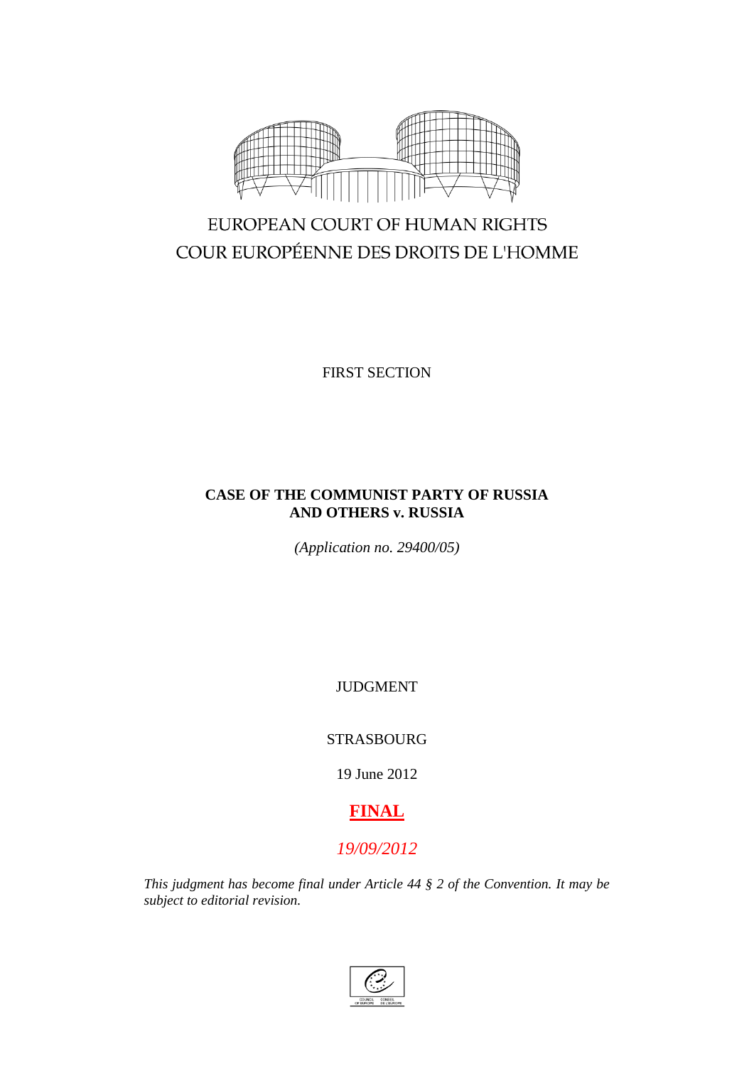EUROPEAN COURT OF HUMAN RIGHTS
COUR EUROPÉENNE DES DROITS DE L'HOMME

FIRST SECTION

**CASE OF THE COMMUNIST PARTY OF RUSSIA AND OTHERS v. RUSSIA**

*(Application no. 29400/05)*

JUDGMENT

STRASBOURG

19 June 2012

**FINAL**

*19/09/2012*

*This judgment has become final under Article 44 § 2 of the Convention. It may be subject to editorial revision.*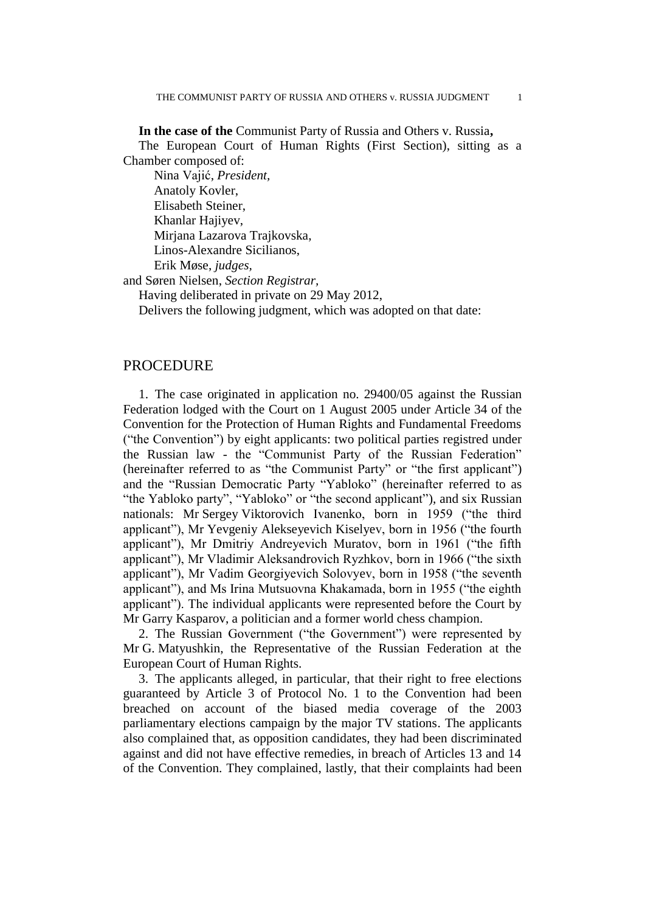**In the case of the** Communist Party of Russia and Others v. Russia**,**

The European Court of Human Rights (First Section), sitting as a Chamber composed of:

Nina Vajić, *President,*
Anatoly Kovler,
Elisabeth Steiner,
Khanlar Hajiyev,
Mirjana Lazarova Trajkovska,
Linos-Alexandre Sicilianos,
Erik Møse, *judges,*
and Søren Nielsen, *Section Registrar,*

Having deliberated in private on 29 May 2012,

Delivers the following judgment, which was adopted on that date:

## PROCEDURE

1. The case originated in application no. 29400/05 against the Russian Federation lodged with the Court on 1 August 2005 under Article 34 of the Convention for the Protection of Human Rights and Fundamental Freedoms ("the Convention") by eight applicants: two political parties registred under the Russian law - the "Communist Party of the Russian Federation" (hereinafter referred to as "the Communist Party" or "the first applicant") and the "Russian Democratic Party "Yabloko" (hereinafter referred to as "the Yabloko party", "Yabloko" or "the second applicant"), and six Russian nationals: Mr Sergey Viktorovich Ivanenko, born in 1959 ("the third applicant"), Mr Yevgeniy Alekseyevich Kiselyev, born in 1956 ("the fourth applicant"), Mr Dmitriy Andreyevich Muratov, born in 1961 ("the fifth applicant"), Mr Vladimir Aleksandrovich Ryzhkov, born in 1966 ("the sixth applicant"), Mr Vadim Georgiyevich Solovyev, born in 1958 ("the seventh applicant"), and Ms Irina Mutsuovna Khakamada, born in 1955 ("the eighth applicant"). The individual applicants were represented before the Court by Mr Garry Kasparov, a politician and a former world chess champion.

2. The Russian Government ("the Government") were represented by Mr G. Matyushkin, the Representative of the Russian Federation at the European Court of Human Rights.

3. The applicants alleged, in particular, that their right to free elections guaranteed by Article 3 of Protocol No. 1 to the Convention had been breached on account of the biased media coverage of the 2003 parliamentary elections campaign by the major TV stations. The applicants also complained that, as opposition candidates, they had been discriminated against and did not have effective remedies, in breach of Articles 13 and 14 of the Convention. They complained, lastly, that their complaints had been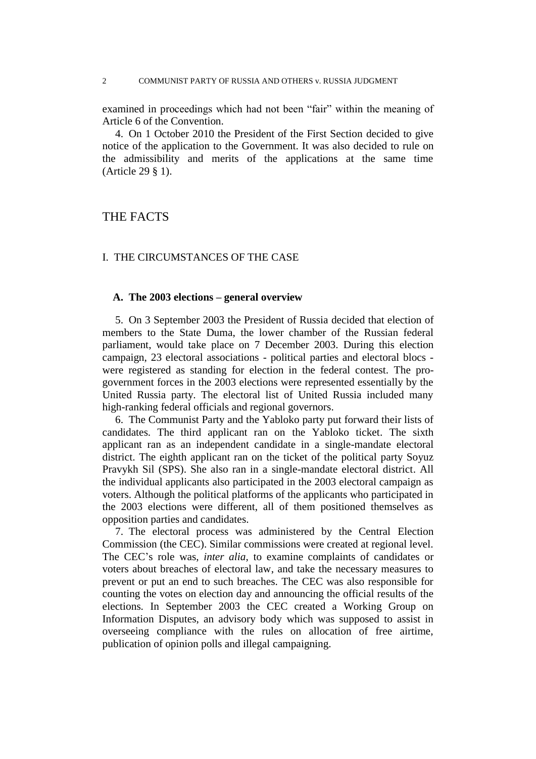examined in proceedings which had not been "fair" within the meaning of Article 6 of the Convention.

4. On 1 October 2010 the President of the First Section decided to give notice of the application to the Government. It was also decided to rule on the admissibility and merits of the applications at the same time (Article 29 § 1).

# THE FACTS

## I. THE CIRCUMSTANCES OF THE CASE

### A. The 2003 elections – general overview

5. On 3 September 2003 the President of Russia decided that election of members to the State Duma, the lower chamber of the Russian federal parliament, would take place on 7 December 2003. During this election campaign, 23 electoral associations - political parties and electoral blocs - were registered as standing for election in the federal contest. The pro-government forces in the 2003 elections were represented essentially by the United Russia party. The electoral list of United Russia included many high-ranking federal officials and regional governors.

6. The Communist Party and the Yabloko party put forward their lists of candidates. The third applicant ran on the Yabloko ticket. The sixth applicant ran as an independent candidate in a single-mandate electoral district. The eighth applicant ran on the ticket of the political party Soyuz Pravykh Sil (SPS). She also ran in a single-mandate electoral district. All the individual applicants also participated in the 2003 electoral campaign as voters. Although the political platforms of the applicants who participated in the 2003 elections were different, all of them positioned themselves as opposition parties and candidates.

7. The electoral process was administered by the Central Election Commission (the CEC). Similar commissions were created at regional level. The CEC's role was, *inter alia*, to examine complaints of candidates or voters about breaches of electoral law, and take the necessary measures to prevent or put an end to such breaches. The CEC was also responsible for counting the votes on election day and announcing the official results of the elections. In September 2003 the CEC created a Working Group on Information Disputes, an advisory body which was supposed to assist in overseeing compliance with the rules on allocation of free airtime, publication of opinion polls and illegal campaigning.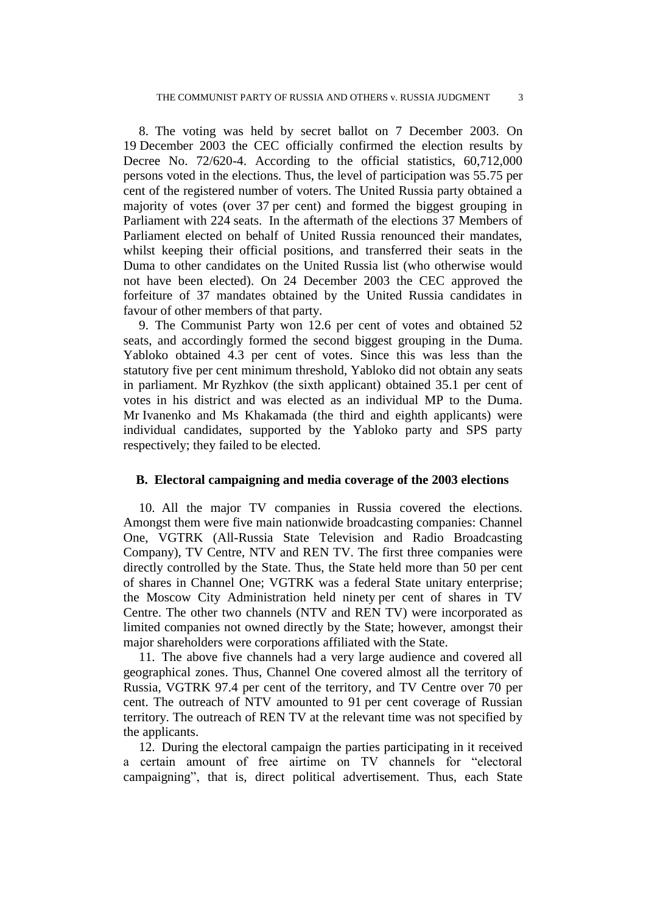8. The voting was held by secret ballot on 7 December 2003. On 19 December 2003 the CEC officially confirmed the election results by Decree No. 72/620-4. According to the official statistics, 60,712,000 persons voted in the elections. Thus, the level of participation was 55.75 per cent of the registered number of voters. The United Russia party obtained a majority of votes (over 37 per cent) and formed the biggest grouping in Parliament with 224 seats. In the aftermath of the elections 37 Members of Parliament elected on behalf of United Russia renounced their mandates, whilst keeping their official positions, and transferred their seats in the Duma to other candidates on the United Russia list (who otherwise would not have been elected). On 24 December 2003 the CEC approved the forfeiture of 37 mandates obtained by the United Russia candidates in favour of other members of that party.

9. The Communist Party won 12.6 per cent of votes and obtained 52 seats, and accordingly formed the second biggest grouping in the Duma. Yabloko obtained 4.3 per cent of votes. Since this was less than the statutory five per cent minimum threshold, Yabloko did not obtain any seats in parliament. Mr Ryzhkov (the sixth applicant) obtained 35.1 per cent of votes in his district and was elected as an individual MP to the Duma. Mr Ivanenko and Ms Khakamada (the third and eighth applicants) were individual candidates, supported by the Yabloko party and SPS party respectively; they failed to be elected.

## B. Electoral campaigning and media coverage of the 2003 elections

10. All the major TV companies in Russia covered the elections. Amongst them were five main nationwide broadcasting companies: Channel One, VGTRK (All-Russia State Television and Radio Broadcasting Company), TV Centre, NTV and REN TV. The first three companies were directly controlled by the State. Thus, the State held more than 50 per cent of shares in Channel One; VGTRK was a federal State unitary enterprise; the Moscow City Administration held ninety per cent of shares in TV Centre. The other two channels (NTV and REN TV) were incorporated as limited companies not owned directly by the State; however, amongst their major shareholders were corporations affiliated with the State.

11. The above five channels had a very large audience and covered all geographical zones. Thus, Channel One covered almost all the territory of Russia, VGTRK 97.4 per cent of the territory, and TV Centre over 70 per cent. The outreach of NTV amounted to 91 per cent coverage of Russian territory. The outreach of REN TV at the relevant time was not specified by the applicants.

12. During the electoral campaign the parties participating in it received a certain amount of free airtime on TV channels for "electoral campaigning", that is, direct political advertisement. Thus, each State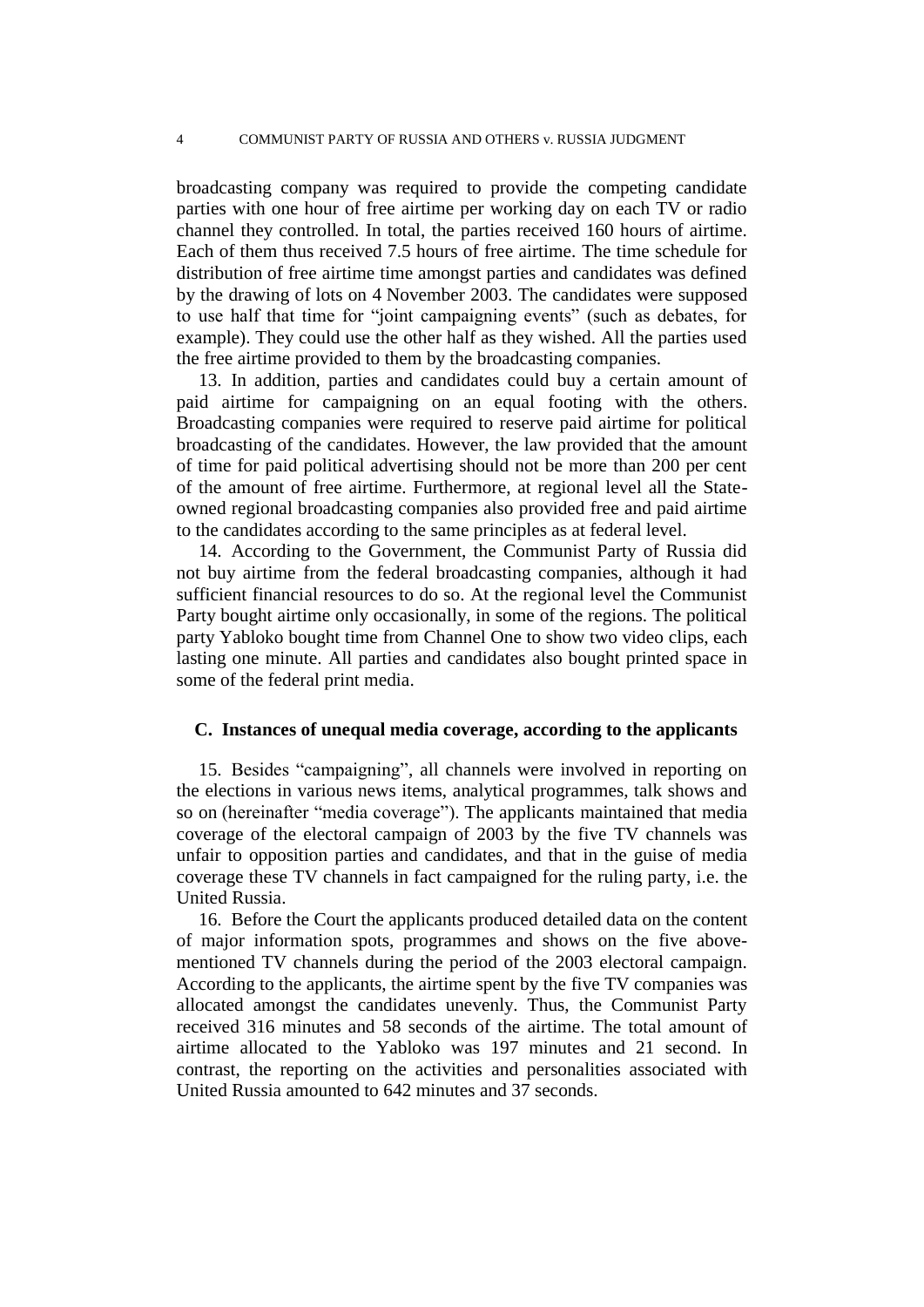broadcasting company was required to provide the competing candidate parties with one hour of free airtime per working day on each TV or radio channel they controlled. In total, the parties received 160 hours of airtime. Each of them thus received 7.5 hours of free airtime. The time schedule for distribution of free airtime time amongst parties and candidates was defined by the drawing of lots on 4 November 2003. The candidates were supposed to use half that time for "joint campaigning events" (such as debates, for example). They could use the other half as they wished. All the parties used the free airtime provided to them by the broadcasting companies.

13. In addition, parties and candidates could buy a certain amount of paid airtime for campaigning on an equal footing with the others. Broadcasting companies were required to reserve paid airtime for political broadcasting of the candidates. However, the law provided that the amount of time for paid political advertising should not be more than 200 per cent of the amount of free airtime. Furthermore, at regional level all the State-owned regional broadcasting companies also provided free and paid airtime to the candidates according to the same principles as at federal level.

14. According to the Government, the Communist Party of Russia did not buy airtime from the federal broadcasting companies, although it had sufficient financial resources to do so. At the regional level the Communist Party bought airtime only occasionally, in some of the regions. The political party Yabloko bought time from Channel One to show two video clips, each lasting one minute. All parties and candidates also bought printed space in some of the federal print media.

### C. Instances of unequal media coverage, according to the applicants

15. Besides "campaigning", all channels were involved in reporting on the elections in various news items, analytical programmes, talk shows and so on (hereinafter "media coverage"). The applicants maintained that media coverage of the electoral campaign of 2003 by the five TV channels was unfair to opposition parties and candidates, and that in the guise of media coverage these TV channels in fact campaigned for the ruling party, i.e. the United Russia.

16. Before the Court the applicants produced detailed data on the content of major information spots, programmes and shows on the five above-mentioned TV channels during the period of the 2003 electoral campaign. According to the applicants, the airtime spent by the five TV companies was allocated amongst the candidates unevenly. Thus, the Communist Party received 316 minutes and 58 seconds of the airtime. The total amount of airtime allocated to the Yabloko was 197 minutes and 21 second. In contrast, the reporting on the activities and personalities associated with United Russia amounted to 642 minutes and 37 seconds.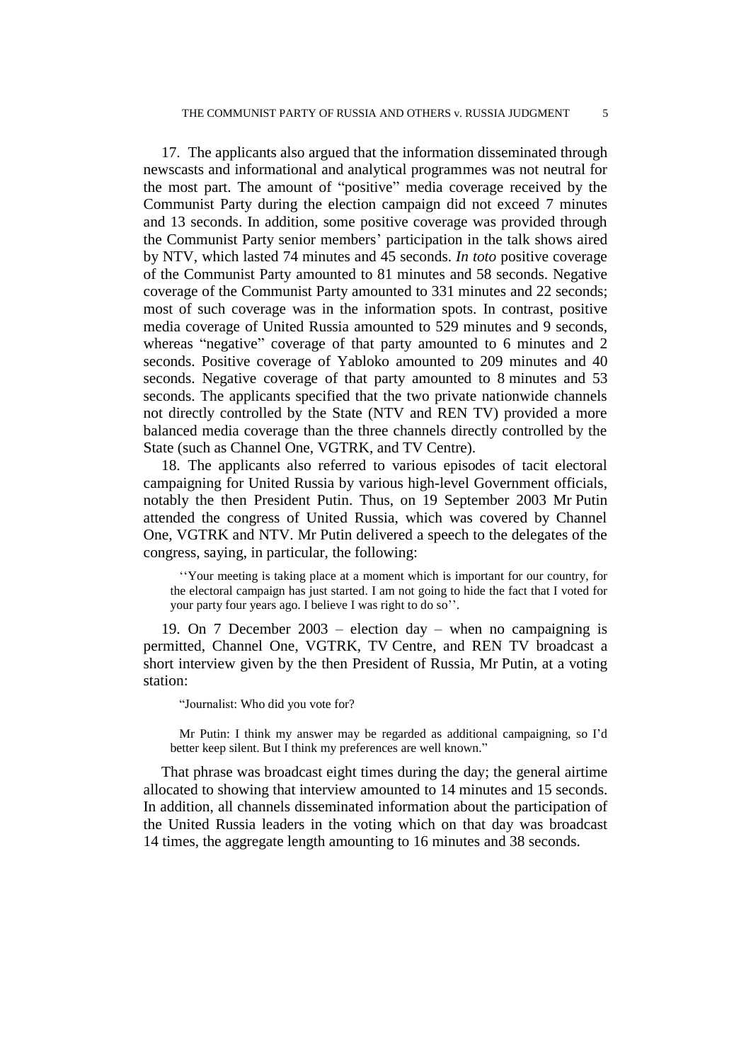17. The applicants also argued that the information disseminated through newscasts and informational and analytical programmes was not neutral for the most part. The amount of "positive" media coverage received by the Communist Party during the election campaign did not exceed 7 minutes and 13 seconds. In addition, some positive coverage was provided through the Communist Party senior members' participation in the talk shows aired by NTV, which lasted 74 minutes and 45 seconds. *In toto* positive coverage of the Communist Party amounted to 81 minutes and 58 seconds. Negative coverage of the Communist Party amounted to 331 minutes and 22 seconds; most of such coverage was in the information spots. In contrast, positive media coverage of United Russia amounted to 529 minutes and 9 seconds, whereas "negative" coverage of that party amounted to 6 minutes and 2 seconds. Positive coverage of Yabloko amounted to 209 minutes and 40 seconds. Negative coverage of that party amounted to 8 minutes and 53 seconds. The applicants specified that the two private nationwide channels not directly controlled by the State (NTV and REN TV) provided a more balanced media coverage than the three channels directly controlled by the State (such as Channel One, VGTRK, and TV Centre).

18. The applicants also referred to various episodes of tacit electoral campaigning for United Russia by various high-level Government officials, notably the then President Putin. Thus, on 19 September 2003 Mr Putin attended the congress of United Russia, which was covered by Channel One, VGTRK and NTV. Mr Putin delivered a speech to the delegates of the congress, saying, in particular, the following:

> ''Your meeting is taking place at a moment which is important for our country, for the electoral campaign has just started. I am not going to hide the fact that I voted for your party four years ago. I believe I was right to do so''.

19. On 7 December 2003 – election day – when no campaigning is permitted, Channel One, VGTRK, TV Centre, and REN TV broadcast a short interview given by the then President of Russia, Mr Putin, at a voting station:

> "Journalist: Who did you vote for?
>
> Mr Putin: I think my answer may be regarded as additional campaigning, so I'd better keep silent. But I think my preferences are well known."

That phrase was broadcast eight times during the day; the general airtime allocated to showing that interview amounted to 14 minutes and 15 seconds. In addition, all channels disseminated information about the participation of the United Russia leaders in the voting which on that day was broadcast 14 times, the aggregate length amounting to 16 minutes and 38 seconds.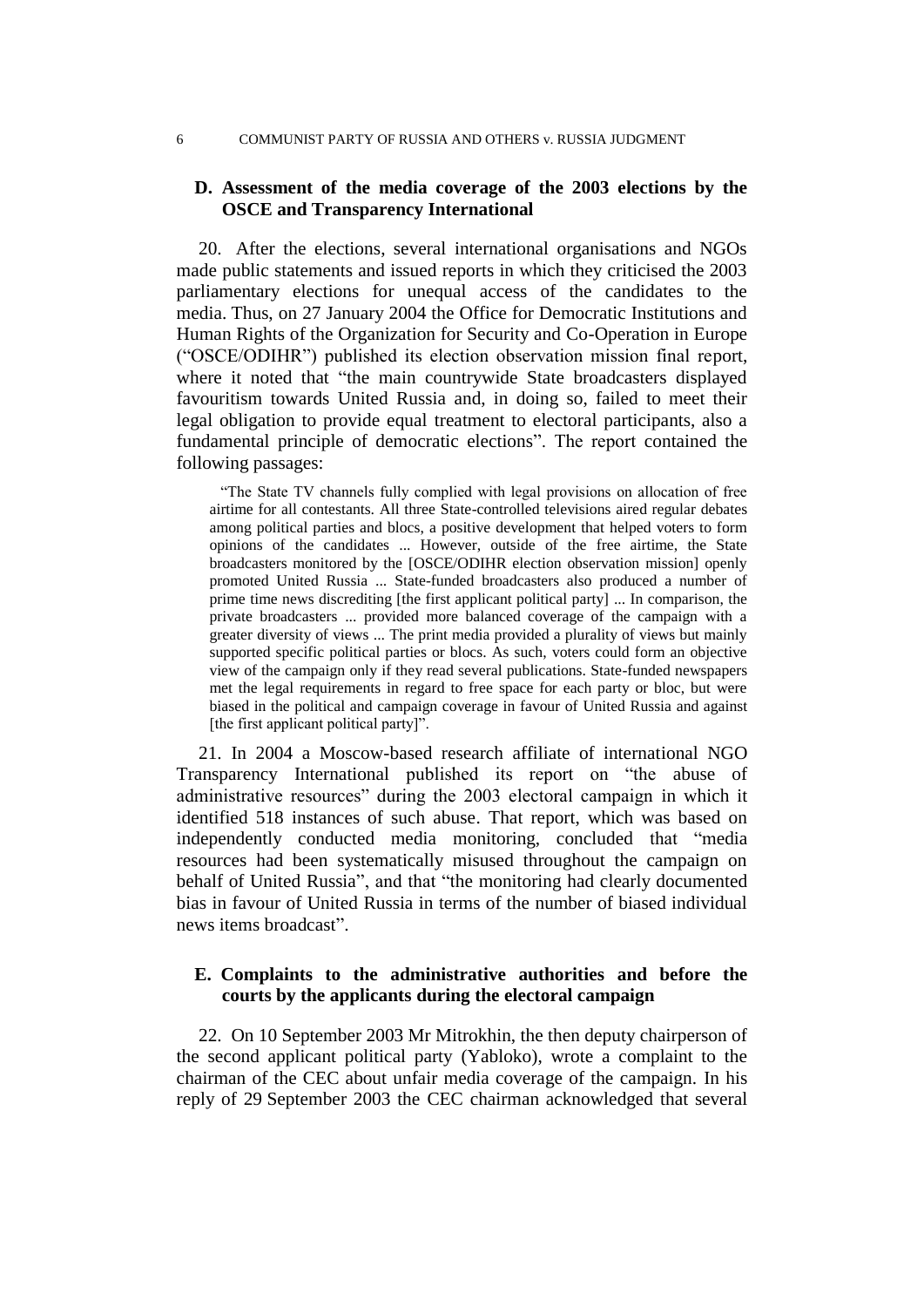### D. Assessment of the media coverage of the 2003 elections by the OSCE and Transparency International

20. After the elections, several international organisations and NGOs made public statements and issued reports in which they criticised the 2003 parliamentary elections for unequal access of the candidates to the media. Thus, on 27 January 2004 the Office for Democratic Institutions and Human Rights of the Organization for Security and Co-Operation in Europe ("OSCE/ODIHR") published its election observation mission final report, where it noted that "the main countrywide State broadcasters displayed favouritism towards United Russia and, in doing so, failed to meet their legal obligation to provide equal treatment to electoral participants, also a fundamental principle of democratic elections". The report contained the following passages:

> "The State TV channels fully complied with legal provisions on allocation of free airtime for all contestants. All three State-controlled televisions aired regular debates among political parties and blocs, a positive development that helped voters to form opinions of the candidates ... However, outside of the free airtime, the State broadcasters monitored by the [OSCE/ODIHR election observation mission] openly promoted United Russia ... State-funded broadcasters also produced a number of prime time news discrediting [the first applicant political party] ... In comparison, the private broadcasters ... provided more balanced coverage of the campaign with a greater diversity of views ... The print media provided a plurality of views but mainly supported specific political parties or blocs. As such, voters could form an objective view of the campaign only if they read several publications. State-funded newspapers met the legal requirements in regard to free space for each party or bloc, but were biased in the political and campaign coverage in favour of United Russia and against [the first applicant political party]".

21. In 2004 a Moscow-based research affiliate of international NGO Transparency International published its report on "the abuse of administrative resources" during the 2003 electoral campaign in which it identified 518 instances of such abuse. That report, which was based on independently conducted media monitoring, concluded that "media resources had been systematically misused throughout the campaign on behalf of United Russia", and that "the monitoring had clearly documented bias in favour of United Russia in terms of the number of biased individual news items broadcast".

### E. Complaints to the administrative authorities and before the courts by the applicants during the electoral campaign

22. On 10 September 2003 Mr Mitrokhin, the then deputy chairperson of the second applicant political party (Yabloko), wrote a complaint to the chairman of the CEC about unfair media coverage of the campaign. In his reply of 29 September 2003 the CEC chairman acknowledged that several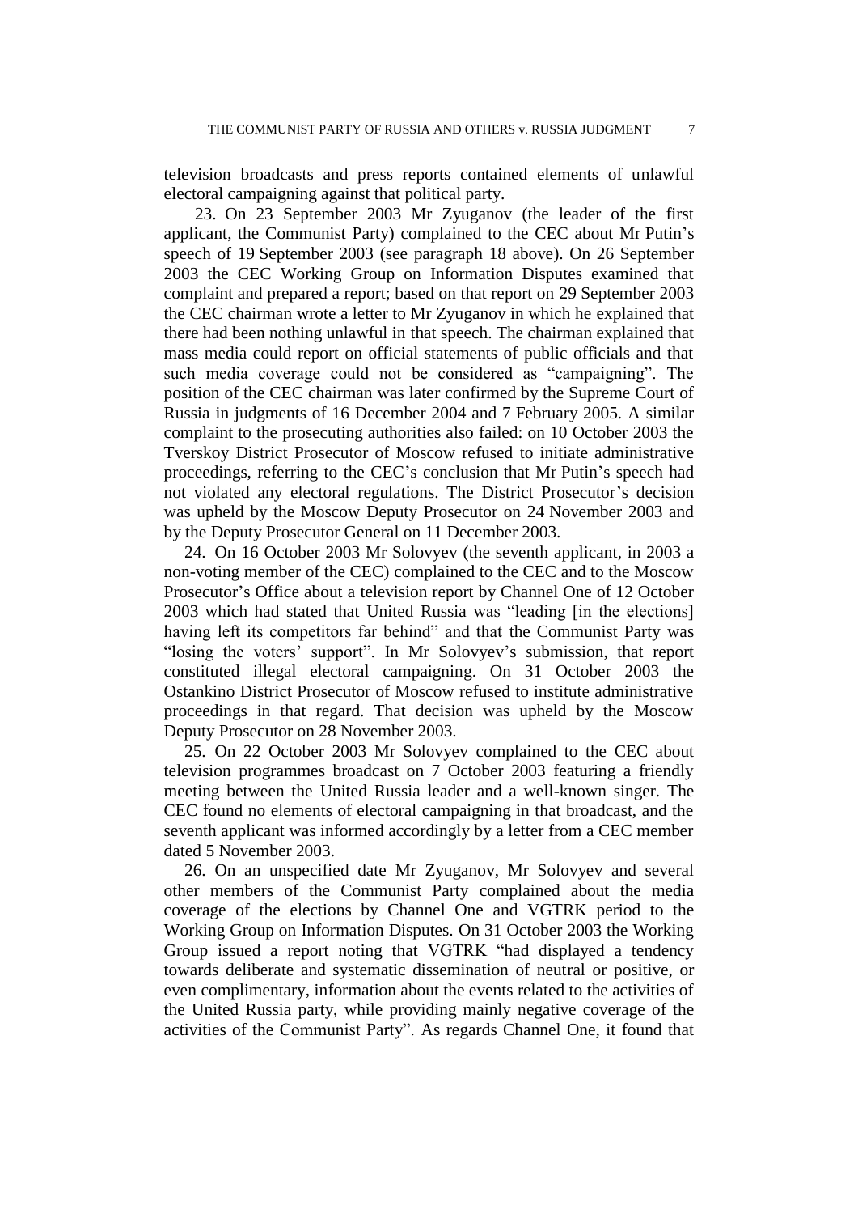television broadcasts and press reports contained elements of unlawful electoral campaigning against that political party.

23. On 23 September 2003 Mr Zyuganov (the leader of the first applicant, the Communist Party) complained to the CEC about Mr Putin's speech of 19 September 2003 (see paragraph 18 above). On 26 September 2003 the CEC Working Group on Information Disputes examined that complaint and prepared a report; based on that report on 29 September 2003 the CEC chairman wrote a letter to Mr Zyuganov in which he explained that there had been nothing unlawful in that speech. The chairman explained that mass media could report on official statements of public officials and that such media coverage could not be considered as "campaigning". The position of the CEC chairman was later confirmed by the Supreme Court of Russia in judgments of 16 December 2004 and 7 February 2005. A similar complaint to the prosecuting authorities also failed: on 10 October 2003 the Tverskoy District Prosecutor of Moscow refused to initiate administrative proceedings, referring to the CEC's conclusion that Mr Putin's speech had not violated any electoral regulations. The District Prosecutor's decision was upheld by the Moscow Deputy Prosecutor on 24 November 2003 and by the Deputy Prosecutor General on 11 December 2003.

24. On 16 October 2003 Mr Solovyev (the seventh applicant, in 2003 a non-voting member of the CEC) complained to the CEC and to the Moscow Prosecutor's Office about a television report by Channel One of 12 October 2003 which had stated that United Russia was "leading [in the elections] having left its competitors far behind" and that the Communist Party was "losing the voters' support". In Mr Solovyev's submission, that report constituted illegal electoral campaigning. On 31 October 2003 the Ostankino District Prosecutor of Moscow refused to institute administrative proceedings in that regard. That decision was upheld by the Moscow Deputy Prosecutor on 28 November 2003.

25. On 22 October 2003 Mr Solovyev complained to the CEC about television programmes broadcast on 7 October 2003 featuring a friendly meeting between the United Russia leader and a well-known singer. The CEC found no elements of electoral campaigning in that broadcast, and the seventh applicant was informed accordingly by a letter from a CEC member dated 5 November 2003.

26. On an unspecified date Mr Zyuganov, Mr Solovyev and several other members of the Communist Party complained about the media coverage of the elections by Channel One and VGTRK period to the Working Group on Information Disputes. On 31 October 2003 the Working Group issued a report noting that VGTRK "had displayed a tendency towards deliberate and systematic dissemination of neutral or positive, or even complimentary, information about the events related to the activities of the United Russia party, while providing mainly negative coverage of the activities of the Communist Party". As regards Channel One, it found that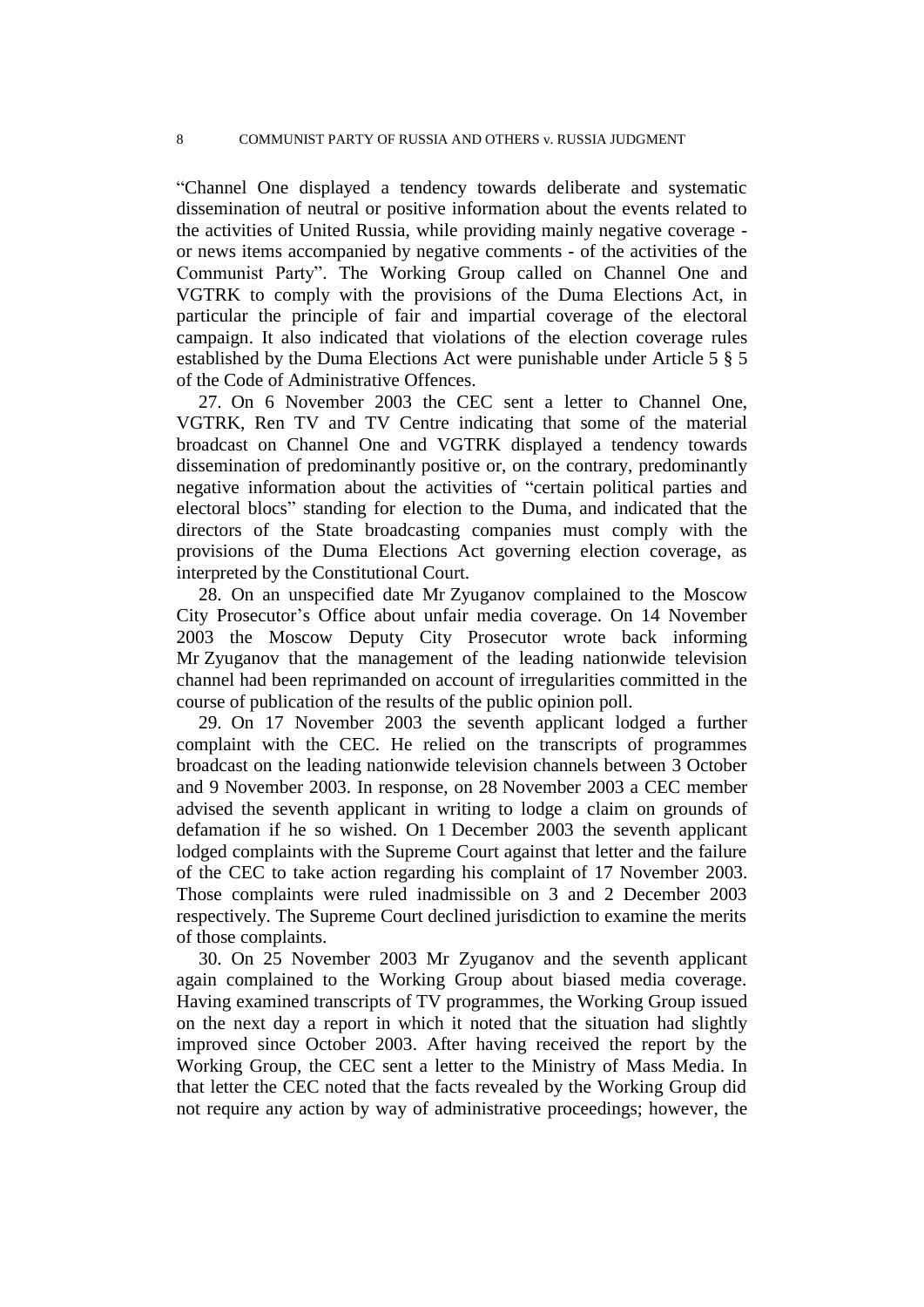"Channel One displayed a tendency towards deliberate and systematic dissemination of neutral or positive information about the events related to the activities of United Russia, while providing mainly negative coverage - or news items accompanied by negative comments - of the activities of the Communist Party". The Working Group called on Channel One and VGTRK to comply with the provisions of the Duma Elections Act, in particular the principle of fair and impartial coverage of the electoral campaign. It also indicated that violations of the election coverage rules established by the Duma Elections Act were punishable under Article 5 § 5 of the Code of Administrative Offences.

27. On 6 November 2003 the CEC sent a letter to Channel One, VGTRK, Ren TV and TV Centre indicating that some of the material broadcast on Channel One and VGTRK displayed a tendency towards dissemination of predominantly positive or, on the contrary, predominantly negative information about the activities of "certain political parties and electoral blocs" standing for election to the Duma, and indicated that the directors of the State broadcasting companies must comply with the provisions of the Duma Elections Act governing election coverage, as interpreted by the Constitutional Court.

28. On an unspecified date Mr Zyuganov complained to the Moscow City Prosecutor's Office about unfair media coverage. On 14 November 2003 the Moscow Deputy City Prosecutor wrote back informing Mr Zyuganov that the management of the leading nationwide television channel had been reprimanded on account of irregularities committed in the course of publication of the results of the public opinion poll.

29. On 17 November 2003 the seventh applicant lodged a further complaint with the CEC. He relied on the transcripts of programmes broadcast on the leading nationwide television channels between 3 October and 9 November 2003. In response, on 28 November 2003 a CEC member advised the seventh applicant in writing to lodge a claim on grounds of defamation if he so wished. On 1 December 2003 the seventh applicant lodged complaints with the Supreme Court against that letter and the failure of the CEC to take action regarding his complaint of 17 November 2003. Those complaints were ruled inadmissible on 3 and 2 December 2003 respectively. The Supreme Court declined jurisdiction to examine the merits of those complaints.

30. On 25 November 2003 Mr Zyuganov and the seventh applicant again complained to the Working Group about biased media coverage. Having examined transcripts of TV programmes, the Working Group issued on the next day a report in which it noted that the situation had slightly improved since October 2003. After having received the report by the Working Group, the CEC sent a letter to the Ministry of Mass Media. In that letter the CEC noted that the facts revealed by the Working Group did not require any action by way of administrative proceedings; however, the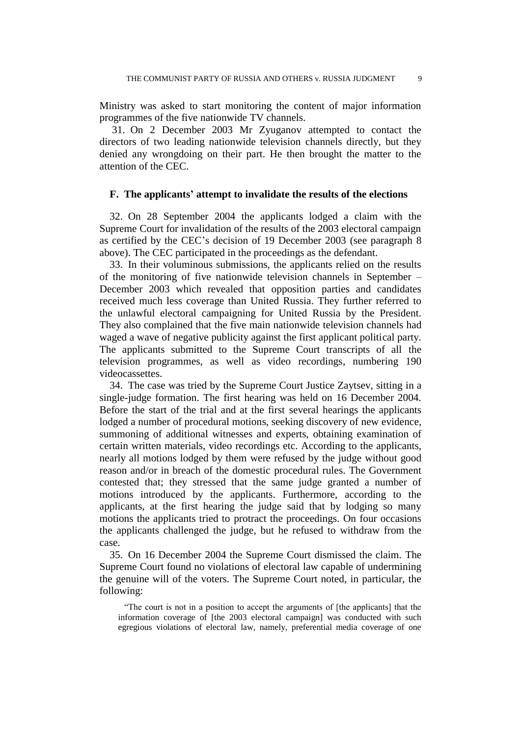Ministry was asked to start monitoring the content of major information programmes of the five nationwide TV channels.

31. On 2 December 2003 Mr Zyuganov attempted to contact the directors of two leading nationwide television channels directly, but they denied any wrongdoing on their part. He then brought the matter to the attention of the CEC.

### F. The applicants' attempt to invalidate the results of the elections

32. On 28 September 2004 the applicants lodged a claim with the Supreme Court for invalidation of the results of the 2003 electoral campaign as certified by the CEC's decision of 19 December 2003 (see paragraph 8 above). The CEC participated in the proceedings as the defendant.

33. In their voluminous submissions, the applicants relied on the results of the monitoring of five nationwide television channels in September – December 2003 which revealed that opposition parties and candidates received much less coverage than United Russia. They further referred to the unlawful electoral campaigning for United Russia by the President. They also complained that the five main nationwide television channels had waged a wave of negative publicity against the first applicant political party. The applicants submitted to the Supreme Court transcripts of all the television programmes, as well as video recordings, numbering 190 videocassettes.

34. The case was tried by the Supreme Court Justice Zaytsev, sitting in a single-judge formation. The first hearing was held on 16 December 2004. Before the start of the trial and at the first several hearings the applicants lodged a number of procedural motions, seeking discovery of new evidence, summoning of additional witnesses and experts, obtaining examination of certain written materials, video recordings etc. According to the applicants, nearly all motions lodged by them were refused by the judge without good reason and/or in breach of the domestic procedural rules. The Government contested that; they stressed that the same judge granted a number of motions introduced by the applicants. Furthermore, according to the applicants, at the first hearing the judge said that by lodging so many motions the applicants tried to protract the proceedings. On four occasions the applicants challenged the judge, but he refused to withdraw from the case.

35. On 16 December 2004 the Supreme Court dismissed the claim. The Supreme Court found no violations of electoral law capable of undermining the genuine will of the voters. The Supreme Court noted, in particular, the following:

> "The court is not in a position to accept the arguments of [the applicants] that the information coverage of [the 2003 electoral campaign] was conducted with such egregious violations of electoral law, namely, preferential media coverage of one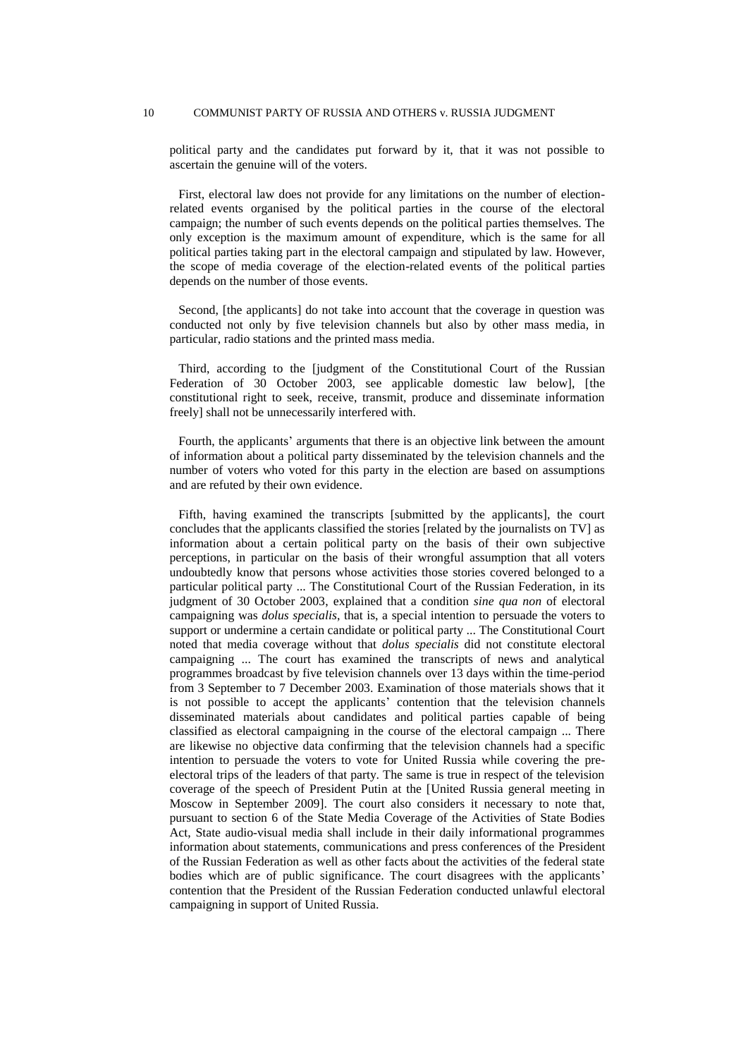political party and the candidates put forward by it, that it was not possible to ascertain the genuine will of the voters.

First, electoral law does not provide for any limitations on the number of election-related events organised by the political parties in the course of the electoral campaign; the number of such events depends on the political parties themselves. The only exception is the maximum amount of expenditure, which is the same for all political parties taking part in the electoral campaign and stipulated by law. However, the scope of media coverage of the election-related events of the political parties depends on the number of those events.

Second, [the applicants] do not take into account that the coverage in question was conducted not only by five television channels but also by other mass media, in particular, radio stations and the printed mass media.

Third, according to the [judgment of the Constitutional Court of the Russian Federation of 30 October 2003, see applicable domestic law below], [the constitutional right to seek, receive, transmit, produce and disseminate information freely] shall not be unnecessarily interfered with.

Fourth, the applicants' arguments that there is an objective link between the amount of information about a political party disseminated by the television channels and the number of voters who voted for this party in the election are based on assumptions and are refuted by their own evidence.

Fifth, having examined the transcripts [submitted by the applicants], the court concludes that the applicants classified the stories [related by the journalists on TV] as information about a certain political party on the basis of their own subjective perceptions, in particular on the basis of their wrongful assumption that all voters undoubtedly know that persons whose activities those stories covered belonged to a particular political party ... The Constitutional Court of the Russian Federation, in its judgment of 30 October 2003, explained that a condition *sine qua non* of electoral campaigning was *dolus specialis*, that is, a special intention to persuade the voters to support or undermine a certain candidate or political party ... The Constitutional Court noted that media coverage without that *dolus specialis* did not constitute electoral campaigning ... The court has examined the transcripts of news and analytical programmes broadcast by five television channels over 13 days within the time-period from 3 September to 7 December 2003. Examination of those materials shows that it is not possible to accept the applicants' contention that the television channels disseminated materials about candidates and political parties capable of being classified as electoral campaigning in the course of the electoral campaign ... There are likewise no objective data confirming that the television channels had a specific intention to persuade the voters to vote for United Russia while covering the pre-electoral trips of the leaders of that party. The same is true in respect of the television coverage of the speech of President Putin at the [United Russia general meeting in Moscow in September 2009]. The court also considers it necessary to note that, pursuant to section 6 of the State Media Coverage of the Activities of State Bodies Act, State audio-visual media shall include in their daily informational programmes information about statements, communications and press conferences of the President of the Russian Federation as well as other facts about the activities of the federal state bodies which are of public significance. The court disagrees with the applicants' contention that the President of the Russian Federation conducted unlawful electoral campaigning in support of United Russia.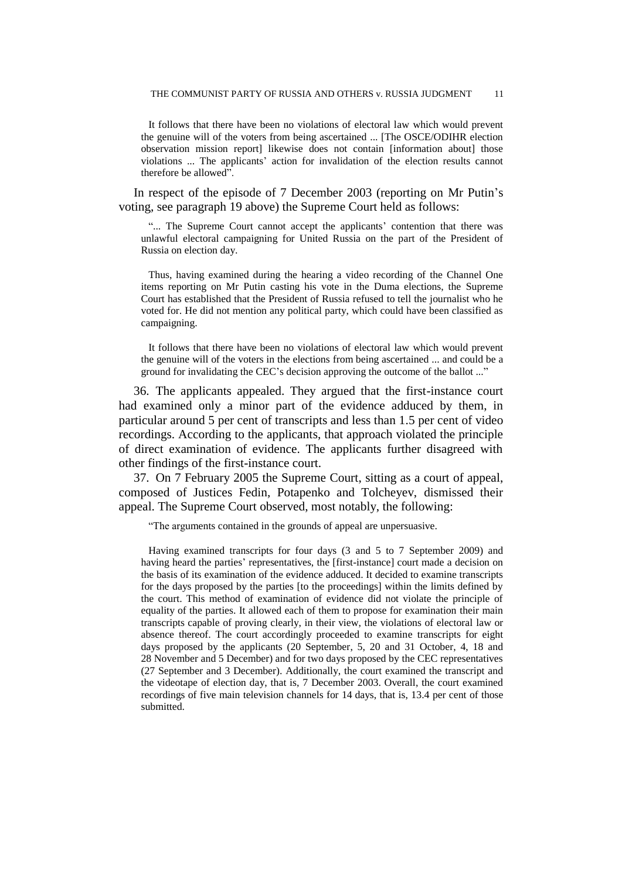It follows that there have been no violations of electoral law which would prevent the genuine will of the voters from being ascertained ... [The OSCE/ODIHR election observation mission report] likewise does not contain [information about] those violations ... The applicants' action for invalidation of the election results cannot therefore be allowed".

In respect of the episode of 7 December 2003 (reporting on Mr Putin's voting, see paragraph 19 above) the Supreme Court held as follows:

"... The Supreme Court cannot accept the applicants' contention that there was unlawful electoral campaigning for United Russia on the part of the President of Russia on election day.

Thus, having examined during the hearing a video recording of the Channel One items reporting on Mr Putin casting his vote in the Duma elections, the Supreme Court has established that the President of Russia refused to tell the journalist who he voted for. He did not mention any political party, which could have been classified as campaigning.

It follows that there have been no violations of electoral law which would prevent the genuine will of the voters in the elections from being ascertained ... and could be a ground for invalidating the CEC's decision approving the outcome of the ballot ..."

36. The applicants appealed. They argued that the first-instance court had examined only a minor part of the evidence adduced by them, in particular around 5 per cent of transcripts and less than 1.5 per cent of video recordings. According to the applicants, that approach violated the principle of direct examination of evidence. The applicants further disagreed with other findings of the first-instance court.

37. On 7 February 2005 the Supreme Court, sitting as a court of appeal, composed of Justices Fedin, Potapenko and Tolcheyev, dismissed their appeal. The Supreme Court observed, most notably, the following:

"The arguments contained in the grounds of appeal are unpersuasive.

Having examined transcripts for four days (3 and 5 to 7 September 2009) and having heard the parties' representatives, the [first-instance] court made a decision on the basis of its examination of the evidence adduced. It decided to examine transcripts for the days proposed by the parties [to the proceedings] within the limits defined by the court. This method of examination of evidence did not violate the principle of equality of the parties. It allowed each of them to propose for examination their main transcripts capable of proving clearly, in their view, the violations of electoral law or absence thereof. The court accordingly proceeded to examine transcripts for eight days proposed by the applicants (20 September, 5, 20 and 31 October, 4, 18 and 28 November and 5 December) and for two days proposed by the CEC representatives (27 September and 3 December). Additionally, the court examined the transcript and the videotape of election day, that is, 7 December 2003. Overall, the court examined recordings of five main television channels for 14 days, that is, 13.4 per cent of those submitted.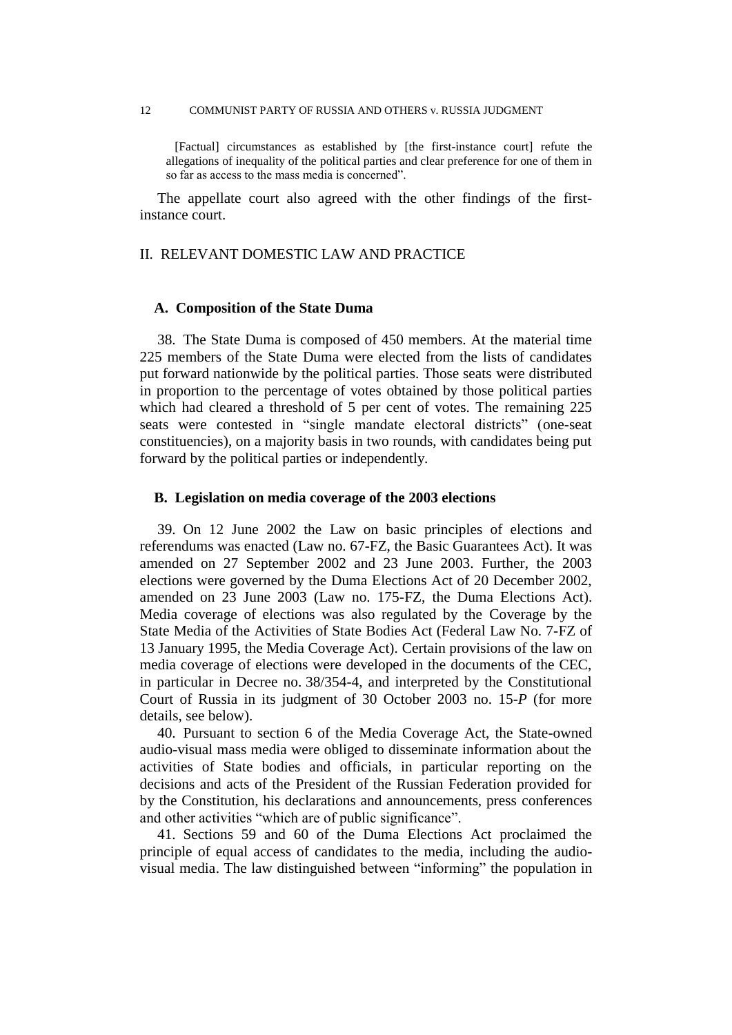> [Factual] circumstances as established by [the first-instance court] refute the allegations of inequality of the political parties and clear preference for one of them in so far as access to the mass media is concerned".

The appellate court also agreed with the other findings of the first-instance court.

## II. RELEVANT DOMESTIC LAW AND PRACTICE

### A. Composition of the State Duma

38. The State Duma is composed of 450 members. At the material time 225 members of the State Duma were elected from the lists of candidates put forward nationwide by the political parties. Those seats were distributed in proportion to the percentage of votes obtained by those political parties which had cleared a threshold of 5 per cent of votes. The remaining 225 seats were contested in "single mandate electoral districts" (one-seat constituencies), on a majority basis in two rounds, with candidates being put forward by the political parties or independently.

### B. Legislation on media coverage of the 2003 elections

39. On 12 June 2002 the Law on basic principles of elections and referendums was enacted (Law no. 67-FZ, the Basic Guarantees Act). It was amended on 27 September 2002 and 23 June 2003. Further, the 2003 elections were governed by the Duma Elections Act of 20 December 2002, amended on 23 June 2003 (Law no. 175-FZ, the Duma Elections Act). Media coverage of elections was also regulated by the Coverage by the State Media of the Activities of State Bodies Act (Federal Law No. 7-FZ of 13 January 1995, the Media Coverage Act). Certain provisions of the law on media coverage of elections were developed in the documents of the CEC, in particular in Decree no. 38/354-4, and interpreted by the Constitutional Court of Russia in its judgment of 30 October 2003 no. 15-*P* (for more details, see below).

40. Pursuant to section 6 of the Media Coverage Act, the State-owned audio-visual mass media were obliged to disseminate information about the activities of State bodies and officials, in particular reporting on the decisions and acts of the President of the Russian Federation provided for by the Constitution, his declarations and announcements, press conferences and other activities "which are of public significance".

41. Sections 59 and 60 of the Duma Elections Act proclaimed the principle of equal access of candidates to the media, including the audio-visual media. The law distinguished between "informing" the population in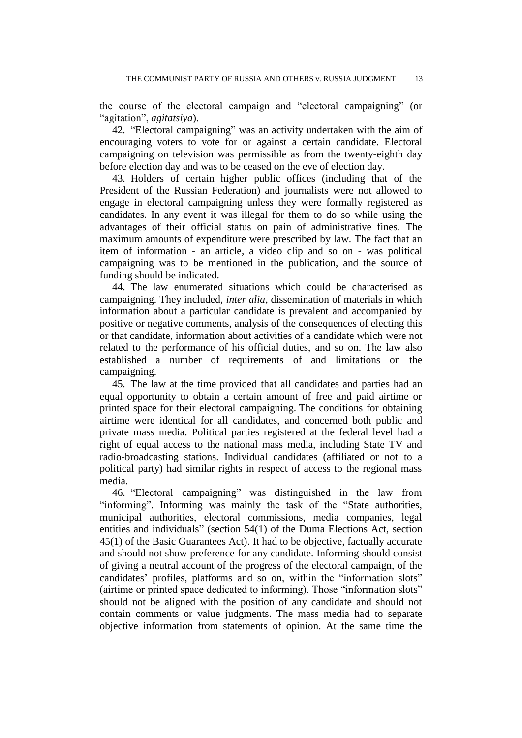the course of the electoral campaign and "electoral campaigning" (or "agitation", *agitatsiya*).

42. "Electoral campaigning" was an activity undertaken with the aim of encouraging voters to vote for or against a certain candidate. Electoral campaigning on television was permissible as from the twenty-eighth day before election day and was to be ceased on the eve of election day.

43. Holders of certain higher public offices (including that of the President of the Russian Federation) and journalists were not allowed to engage in electoral campaigning unless they were formally registered as candidates. In any event it was illegal for them to do so while using the advantages of their official status on pain of administrative fines. The maximum amounts of expenditure were prescribed by law. The fact that an item of information - an article, a video clip and so on - was political campaigning was to be mentioned in the publication, and the source of funding should be indicated.

44. The law enumerated situations which could be characterised as campaigning. They included, *inter alia*, dissemination of materials in which information about a particular candidate is prevalent and accompanied by positive or negative comments, analysis of the consequences of electing this or that candidate, information about activities of a candidate which were not related to the performance of his official duties, and so on. The law also established a number of requirements of and limitations on the campaigning.

45. The law at the time provided that all candidates and parties had an equal opportunity to obtain a certain amount of free and paid airtime or printed space for their electoral campaigning. The conditions for obtaining airtime were identical for all candidates, and concerned both public and private mass media. Political parties registered at the federal level had a right of equal access to the national mass media, including State TV and radio-broadcasting stations. Individual candidates (affiliated or not to a political party) had similar rights in respect of access to the regional mass media.

46. "Electoral campaigning" was distinguished in the law from "informing". Informing was mainly the task of the "State authorities, municipal authorities, electoral commissions, media companies, legal entities and individuals" (section 54(1) of the Duma Elections Act, section 45(1) of the Basic Guarantees Act). It had to be objective, factually accurate and should not show preference for any candidate. Informing should consist of giving a neutral account of the progress of the electoral campaign, of the candidates' profiles, platforms and so on, within the "information slots" (airtime or printed space dedicated to informing). Those "information slots" should not be aligned with the position of any candidate and should not contain comments or value judgments. The mass media had to separate objective information from statements of opinion. At the same time the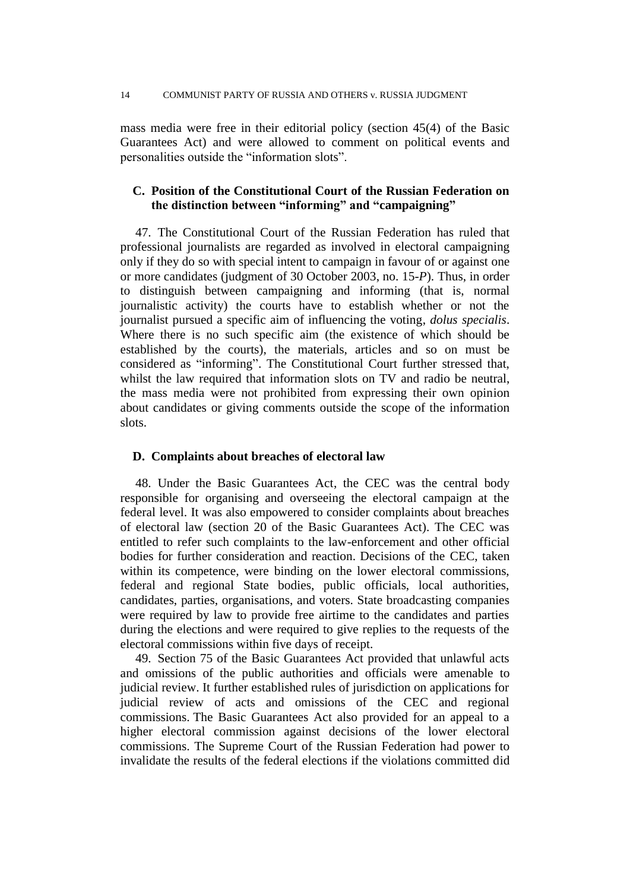mass media were free in their editorial policy (section 45(4) of the Basic Guarantees Act) and were allowed to comment on political events and personalities outside the "information slots".

### C. Position of the Constitutional Court of the Russian Federation on the distinction between "informing" and "campaigning"

47. The Constitutional Court of the Russian Federation has ruled that professional journalists are regarded as involved in electoral campaigning only if they do so with special intent to campaign in favour of or against one or more candidates (judgment of 30 October 2003, no. 15-*P*). Thus, in order to distinguish between campaigning and informing (that is, normal journalistic activity) the courts have to establish whether or not the journalist pursued a specific aim of influencing the voting, *dolus specialis*. Where there is no such specific aim (the existence of which should be established by the courts), the materials, articles and so on must be considered as "informing". The Constitutional Court further stressed that, whilst the law required that information slots on TV and radio be neutral, the mass media were not prohibited from expressing their own opinion about candidates or giving comments outside the scope of the information slots.

### D. Complaints about breaches of electoral law

48. Under the Basic Guarantees Act, the CEC was the central body responsible for organising and overseeing the electoral campaign at the federal level. It was also empowered to consider complaints about breaches of electoral law (section 20 of the Basic Guarantees Act). The CEC was entitled to refer such complaints to the law-enforcement and other official bodies for further consideration and reaction. Decisions of the CEC, taken within its competence, were binding on the lower electoral commissions, federal and regional State bodies, public officials, local authorities, candidates, parties, organisations, and voters. State broadcasting companies were required by law to provide free airtime to the candidates and parties during the elections and were required to give replies to the requests of the electoral commissions within five days of receipt.

49. Section 75 of the Basic Guarantees Act provided that unlawful acts and omissions of the public authorities and officials were amenable to judicial review. It further established rules of jurisdiction on applications for judicial review of acts and omissions of the CEC and regional commissions. The Basic Guarantees Act also provided for an appeal to a higher electoral commission against decisions of the lower electoral commissions. The Supreme Court of the Russian Federation had power to invalidate the results of the federal elections if the violations committed did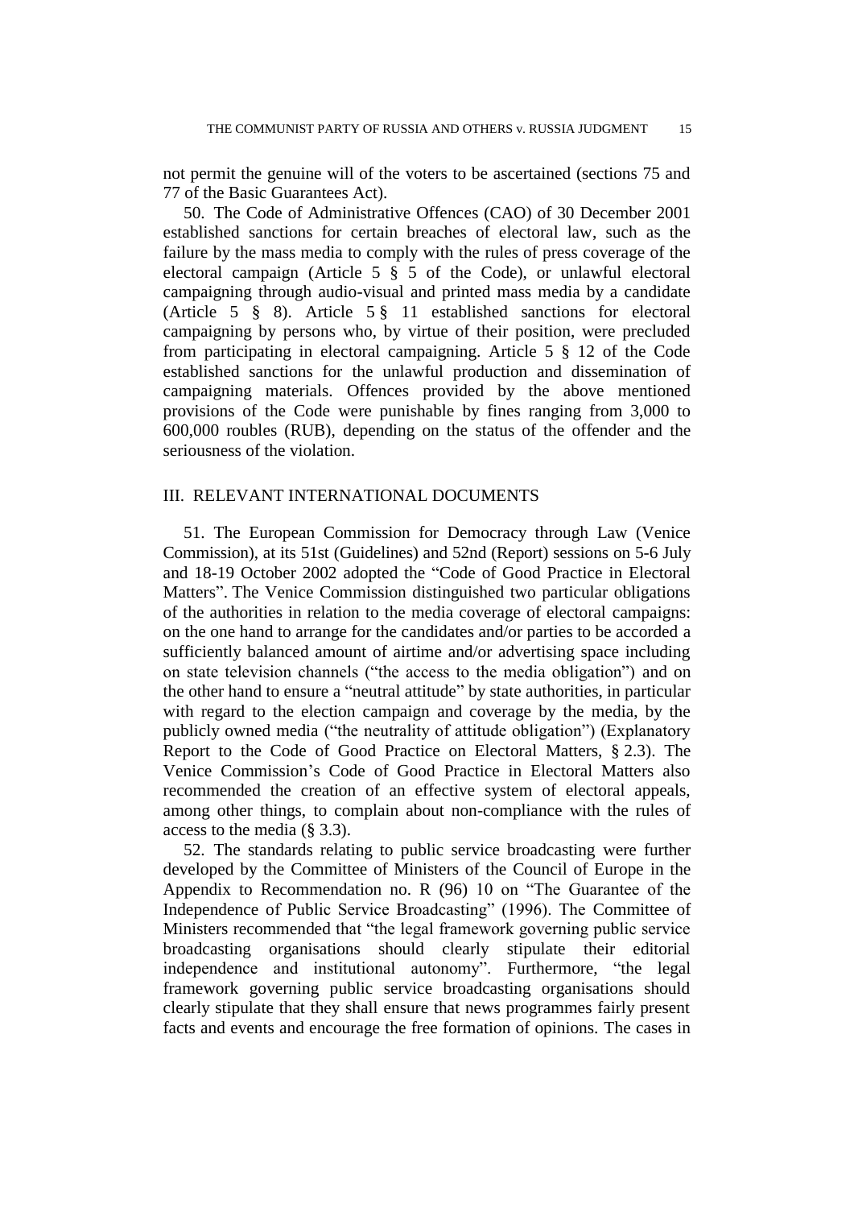not permit the genuine will of the voters to be ascertained (sections 75 and 77 of the Basic Guarantees Act).

50. The Code of Administrative Offences (CAO) of 30 December 2001 established sanctions for certain breaches of electoral law, such as the failure by the mass media to comply with the rules of press coverage of the electoral campaign (Article 5 § 5 of the Code), or unlawful electoral campaigning through audio-visual and printed mass media by a candidate (Article 5 § 8). Article 5 § 11 established sanctions for electoral campaigning by persons who, by virtue of their position, were precluded from participating in electoral campaigning. Article 5 § 12 of the Code established sanctions for the unlawful production and dissemination of campaigning materials. Offences provided by the above mentioned provisions of the Code were punishable by fines ranging from 3,000 to 600,000 roubles (RUB), depending on the status of the offender and the seriousness of the violation.

## III. RELEVANT INTERNATIONAL DOCUMENTS

51. The European Commission for Democracy through Law (Venice Commission), at its 51st (Guidelines) and 52nd (Report) sessions on 5-6 July and 18-19 October 2002 adopted the "Code of Good Practice in Electoral Matters". The Venice Commission distinguished two particular obligations of the authorities in relation to the media coverage of electoral campaigns: on the one hand to arrange for the candidates and/or parties to be accorded a sufficiently balanced amount of airtime and/or advertising space including on state television channels ("the access to the media obligation") and on the other hand to ensure a "neutral attitude" by state authorities, in particular with regard to the election campaign and coverage by the media, by the publicly owned media ("the neutrality of attitude obligation") (Explanatory Report to the Code of Good Practice on Electoral Matters, § 2.3). The Venice Commission's Code of Good Practice in Electoral Matters also recommended the creation of an effective system of electoral appeals, among other things, to complain about non-compliance with the rules of access to the media (§ 3.3).

52. The standards relating to public service broadcasting were further developed by the Committee of Ministers of the Council of Europe in the Appendix to Recommendation no. R (96) 10 on "The Guarantee of the Independence of Public Service Broadcasting" (1996). The Committee of Ministers recommended that "the legal framework governing public service broadcasting organisations should clearly stipulate their editorial independence and institutional autonomy". Furthermore, "the legal framework governing public service broadcasting organisations should clearly stipulate that they shall ensure that news programmes fairly present facts and events and encourage the free formation of opinions. The cases in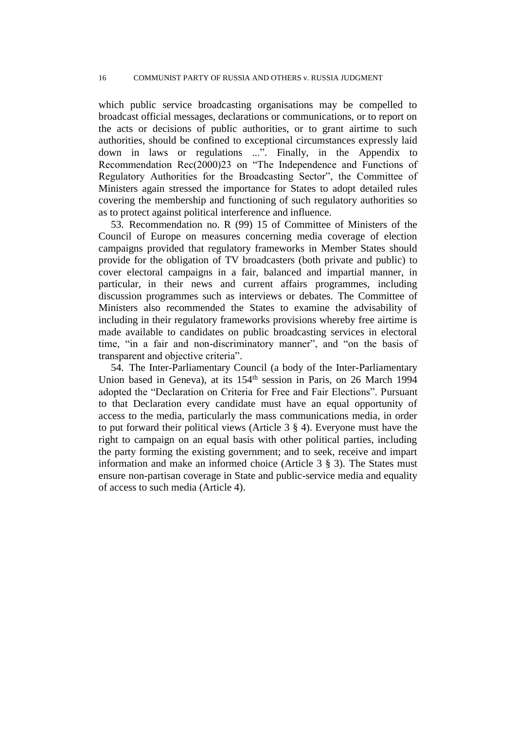which public service broadcasting organisations may be compelled to broadcast official messages, declarations or communications, or to report on the acts or decisions of public authorities, or to grant airtime to such authorities, should be confined to exceptional circumstances expressly laid down in laws or regulations ...". Finally, in the Appendix to Recommendation Rec(2000)23 on "The Independence and Functions of Regulatory Authorities for the Broadcasting Sector", the Committee of Ministers again stressed the importance for States to adopt detailed rules covering the membership and functioning of such regulatory authorities so as to protect against political interference and influence.

53. Recommendation no. R (99) 15 of Committee of Ministers of the Council of Europe on measures concerning media coverage of election campaigns provided that regulatory frameworks in Member States should provide for the obligation of TV broadcasters (both private and public) to cover electoral campaigns in a fair, balanced and impartial manner, in particular, in their news and current affairs programmes, including discussion programmes such as interviews or debates. The Committee of Ministers also recommended the States to examine the advisability of including in their regulatory frameworks provisions whereby free airtime is made available to candidates on public broadcasting services in electoral time, "in a fair and non-discriminatory manner", and "on the basis of transparent and objective criteria".

54. The Inter-Parliamentary Council (a body of the Inter-Parliamentary Union based in Geneva), at its 154th session in Paris, on 26 March 1994 adopted the "Declaration on Criteria for Free and Fair Elections". Pursuant to that Declaration every candidate must have an equal opportunity of access to the media, particularly the mass communications media, in order to put forward their political views (Article 3 § 4). Everyone must have the right to campaign on an equal basis with other political parties, including the party forming the existing government; and to seek, receive and impart information and make an informed choice (Article 3 § 3). The States must ensure non-partisan coverage in State and public-service media and equality of access to such media (Article 4).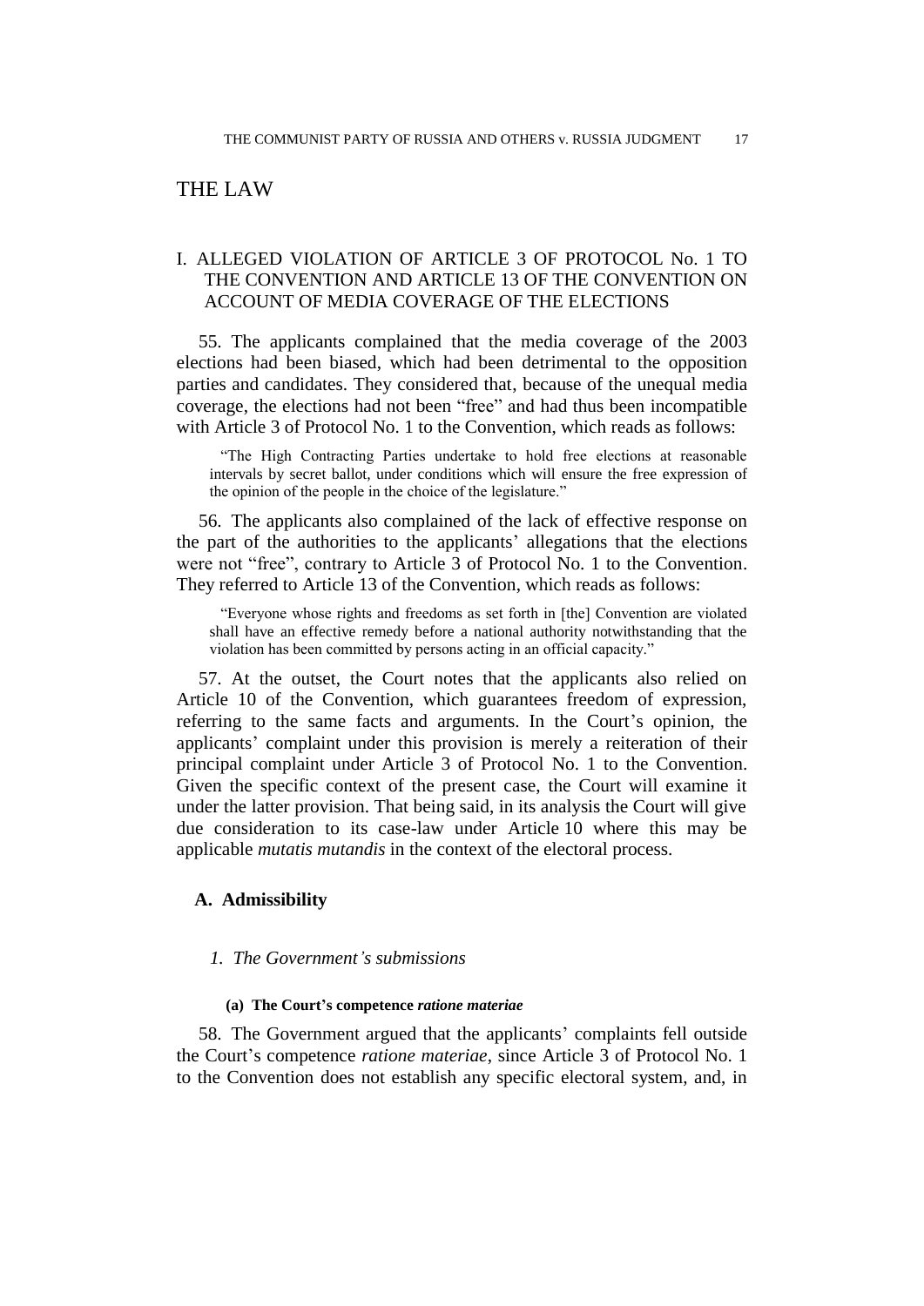# THE LAW

## I. ALLEGED VIOLATION OF ARTICLE 3 OF PROTOCOL No. 1 TO THE CONVENTION AND ARTICLE 13 OF THE CONVENTION ON ACCOUNT OF MEDIA COVERAGE OF THE ELECTIONS

55. The applicants complained that the media coverage of the 2003 elections had been biased, which had been detrimental to the opposition parties and candidates. They considered that, because of the unequal media coverage, the elections had not been "free" and had thus been incompatible with Article 3 of Protocol No. 1 to the Convention, which reads as follows:

> "The High Contracting Parties undertake to hold free elections at reasonable intervals by secret ballot, under conditions which will ensure the free expression of the opinion of the people in the choice of the legislature."

56. The applicants also complained of the lack of effective response on the part of the authorities to the applicants' allegations that the elections were not "free", contrary to Article 3 of Protocol No. 1 to the Convention. They referred to Article 13 of the Convention, which reads as follows:

> "Everyone whose rights and freedoms as set forth in [the] Convention are violated shall have an effective remedy before a national authority notwithstanding that the violation has been committed by persons acting in an official capacity."

57. At the outset, the Court notes that the applicants also relied on Article 10 of the Convention, which guarantees freedom of expression, referring to the same facts and arguments. In the Court's opinion, the applicants' complaint under this provision is merely a reiteration of their principal complaint under Article 3 of Protocol No. 1 to the Convention. Given the specific context of the present case, the Court will examine it under the latter provision. That being said, in its analysis the Court will give due consideration to its case-law under Article 10 where this may be applicable *mutatis mutandis* in the context of the electoral process.

### A. Admissibility

#### *1. The Government's submissions*

##### (a) The Court's competence *ratione materiae*

58. The Government argued that the applicants' complaints fell outside the Court's competence *ratione materiae*, since Article 3 of Protocol No. 1 to the Convention does not establish any specific electoral system, and, in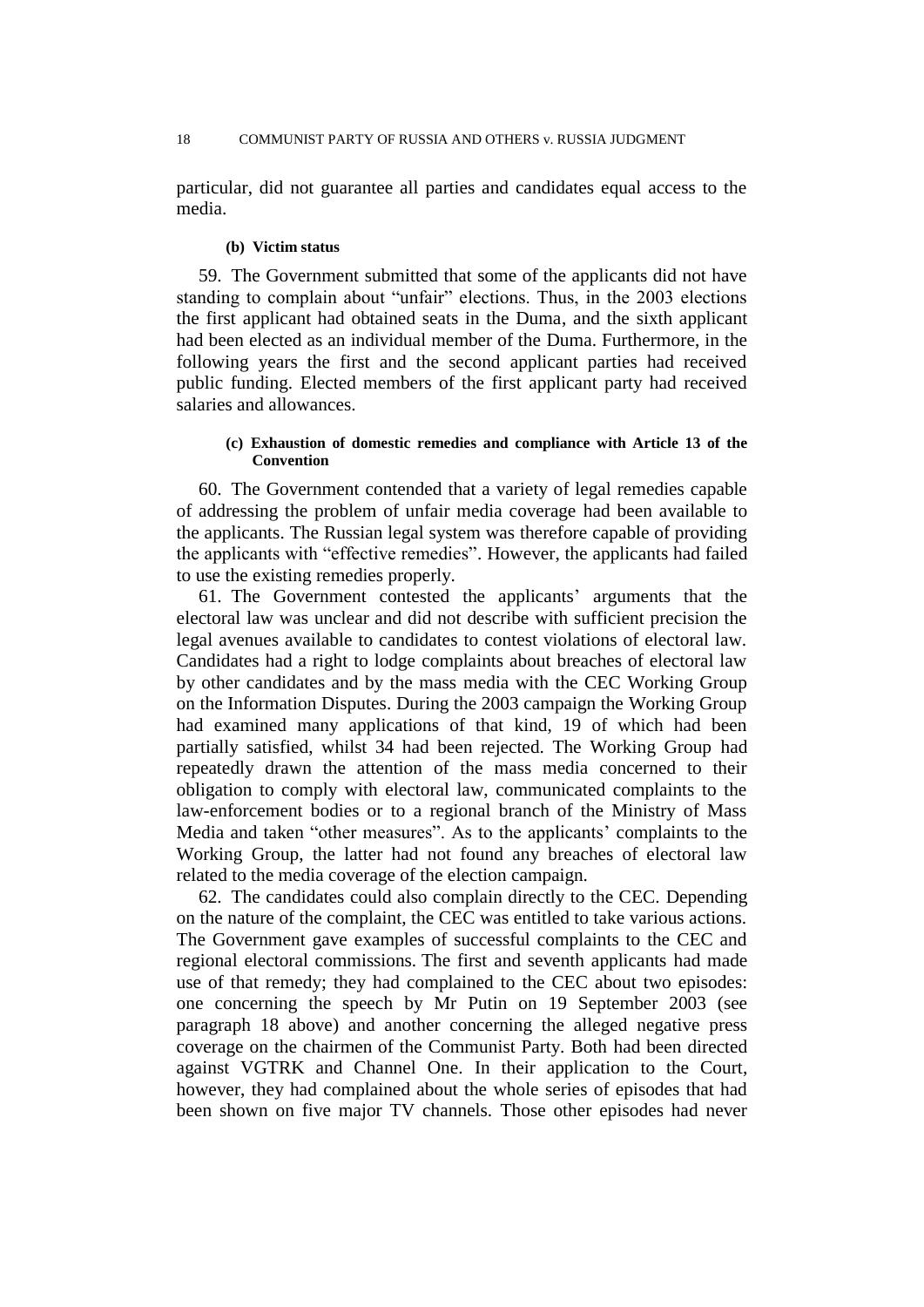particular, did not guarantee all parties and candidates equal access to the media.

#### (b) Victim status

59. The Government submitted that some of the applicants did not have standing to complain about "unfair" elections. Thus, in the 2003 elections the first applicant had obtained seats in the Duma, and the sixth applicant had been elected as an individual member of the Duma. Furthermore, in the following years the first and the second applicant parties had received public funding. Elected members of the first applicant party had received salaries and allowances.

#### (c) Exhaustion of domestic remedies and compliance with Article 13 of the Convention

60. The Government contended that a variety of legal remedies capable of addressing the problem of unfair media coverage had been available to the applicants. The Russian legal system was therefore capable of providing the applicants with "effective remedies". However, the applicants had failed to use the existing remedies properly.

61. The Government contested the applicants' arguments that the electoral law was unclear and did not describe with sufficient precision the legal avenues available to candidates to contest violations of electoral law. Candidates had a right to lodge complaints about breaches of electoral law by other candidates and by the mass media with the CEC Working Group on the Information Disputes. During the 2003 campaign the Working Group had examined many applications of that kind, 19 of which had been partially satisfied, whilst 34 had been rejected. The Working Group had repeatedly drawn the attention of the mass media concerned to their obligation to comply with electoral law, communicated complaints to the law-enforcement bodies or to a regional branch of the Ministry of Mass Media and taken "other measures". As to the applicants' complaints to the Working Group, the latter had not found any breaches of electoral law related to the media coverage of the election campaign.

62. The candidates could also complain directly to the CEC. Depending on the nature of the complaint, the CEC was entitled to take various actions. The Government gave examples of successful complaints to the CEC and regional electoral commissions. The first and seventh applicants had made use of that remedy; they had complained to the CEC about two episodes: one concerning the speech by Mr Putin on 19 September 2003 (see paragraph 18 above) and another concerning the alleged negative press coverage on the chairmen of the Communist Party. Both had been directed against VGTRK and Channel One. In their application to the Court, however, they had complained about the whole series of episodes that had been shown on five major TV channels. Those other episodes had never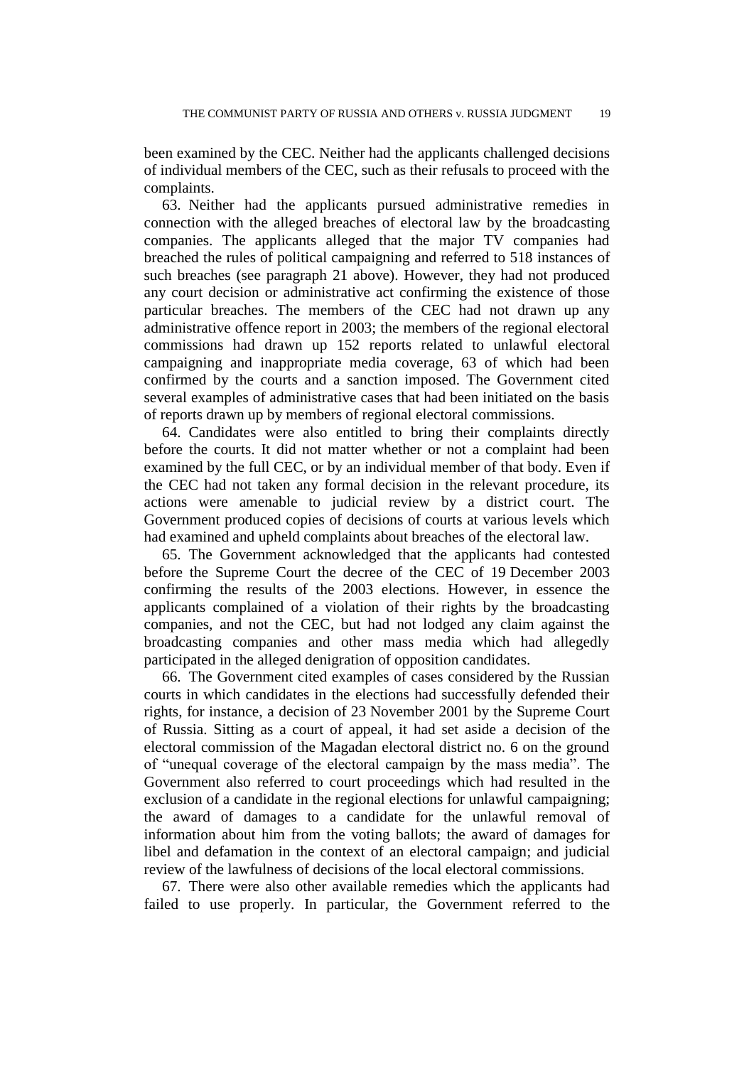been examined by the CEC. Neither had the applicants challenged decisions of individual members of the CEC, such as their refusals to proceed with the complaints.

63. Neither had the applicants pursued administrative remedies in connection with the alleged breaches of electoral law by the broadcasting companies. The applicants alleged that the major TV companies had breached the rules of political campaigning and referred to 518 instances of such breaches (see paragraph 21 above). However, they had not produced any court decision or administrative act confirming the existence of those particular breaches. The members of the CEC had not drawn up any administrative offence report in 2003; the members of the regional electoral commissions had drawn up 152 reports related to unlawful electoral campaigning and inappropriate media coverage, 63 of which had been confirmed by the courts and a sanction imposed. The Government cited several examples of administrative cases that had been initiated on the basis of reports drawn up by members of regional electoral commissions.

64. Candidates were also entitled to bring their complaints directly before the courts. It did not matter whether or not a complaint had been examined by the full CEC, or by an individual member of that body. Even if the CEC had not taken any formal decision in the relevant procedure, its actions were amenable to judicial review by a district court. The Government produced copies of decisions of courts at various levels which had examined and upheld complaints about breaches of the electoral law.

65. The Government acknowledged that the applicants had contested before the Supreme Court the decree of the CEC of 19 December 2003 confirming the results of the 2003 elections. However, in essence the applicants complained of a violation of their rights by the broadcasting companies, and not the CEC, but had not lodged any claim against the broadcasting companies and other mass media which had allegedly participated in the alleged denigration of opposition candidates.

66. The Government cited examples of cases considered by the Russian courts in which candidates in the elections had successfully defended their rights, for instance, a decision of 23 November 2001 by the Supreme Court of Russia. Sitting as a court of appeal, it had set aside a decision of the electoral commission of the Magadan electoral district no. 6 on the ground of "unequal coverage of the electoral campaign by the mass media". The Government also referred to court proceedings which had resulted in the exclusion of a candidate in the regional elections for unlawful campaigning; the award of damages to a candidate for the unlawful removal of information about him from the voting ballots; the award of damages for libel and defamation in the context of an electoral campaign; and judicial review of the lawfulness of decisions of the local electoral commissions.

67. There were also other available remedies which the applicants had failed to use properly. In particular, the Government referred to the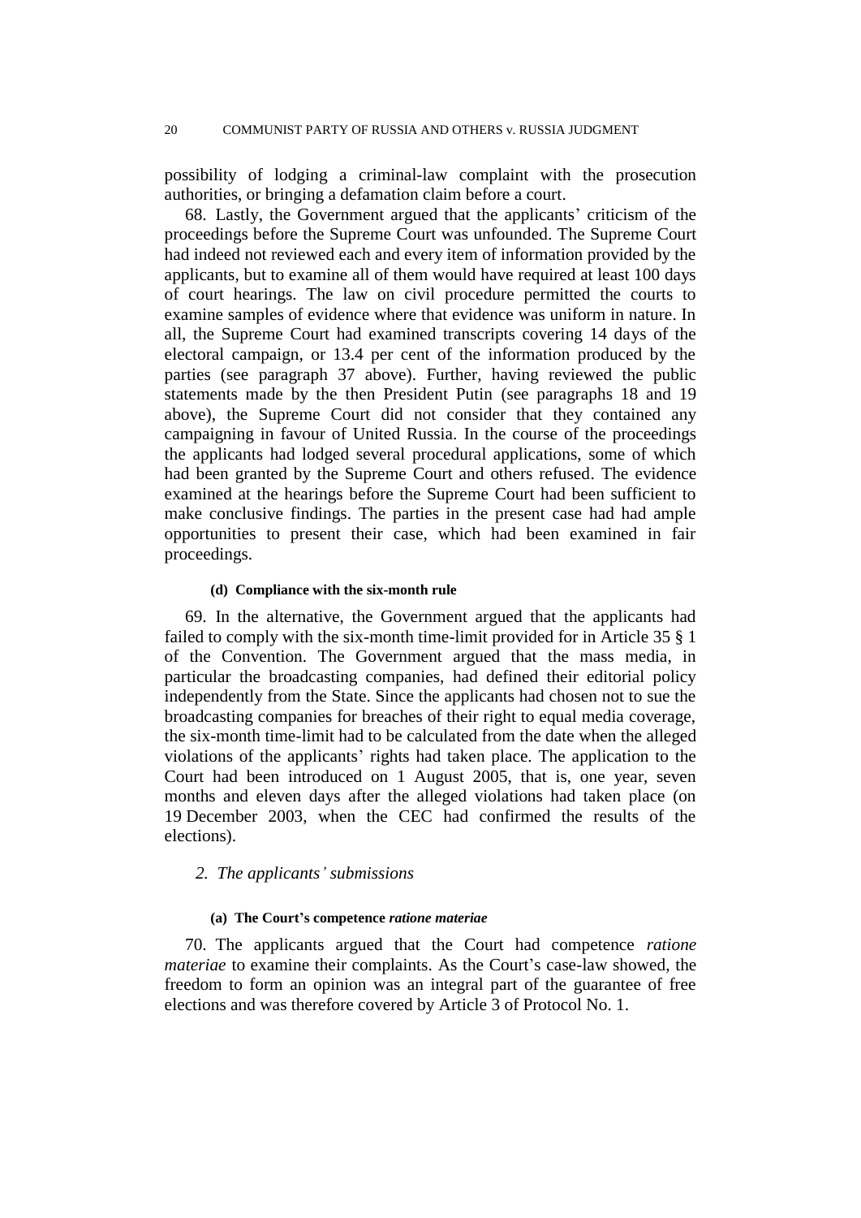possibility of lodging a criminal-law complaint with the prosecution authorities, or bringing a defamation claim before a court.

68. Lastly, the Government argued that the applicants' criticism of the proceedings before the Supreme Court was unfounded. The Supreme Court had indeed not reviewed each and every item of information provided by the applicants, but to examine all of them would have required at least 100 days of court hearings. The law on civil procedure permitted the courts to examine samples of evidence where that evidence was uniform in nature. In all, the Supreme Court had examined transcripts covering 14 days of the electoral campaign, or 13.4 per cent of the information produced by the parties (see paragraph 37 above). Further, having reviewed the public statements made by the then President Putin (see paragraphs 18 and 19 above), the Supreme Court did not consider that they contained any campaigning in favour of United Russia. In the course of the proceedings the applicants had lodged several procedural applications, some of which had been granted by the Supreme Court and others refused. The evidence examined at the hearings before the Supreme Court had been sufficient to make conclusive findings. The parties in the present case had had ample opportunities to present their case, which had been examined in fair proceedings.

#### (d) Compliance with the six-month rule

69. In the alternative, the Government argued that the applicants had failed to comply with the six-month time-limit provided for in Article 35 § 1 of the Convention. The Government argued that the mass media, in particular the broadcasting companies, had defined their editorial policy independently from the State. Since the applicants had chosen not to sue the broadcasting companies for breaches of their right to equal media coverage, the six-month time-limit had to be calculated from the date when the alleged violations of the applicants' rights had taken place. The application to the Court had been introduced on 1 August 2005, that is, one year, seven months and eleven days after the alleged violations had taken place (on 19 December 2003, when the CEC had confirmed the results of the elections).

### *2. The applicants' submissions*

#### (a) The Court's competence *ratione materiae*

70. The applicants argued that the Court had competence *ratione materiae* to examine their complaints. As the Court's case-law showed, the freedom to form an opinion was an integral part of the guarantee of free elections and was therefore covered by Article 3 of Protocol No. 1.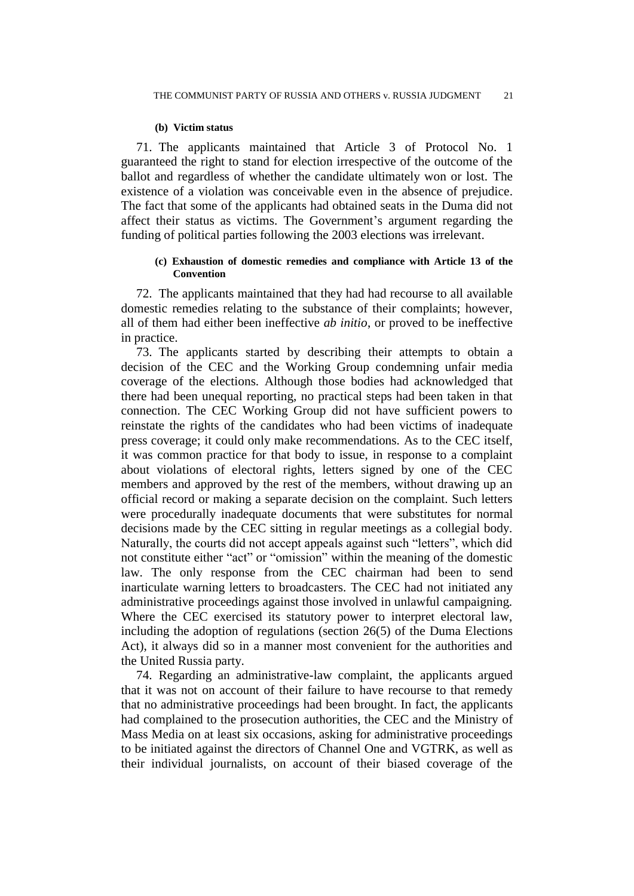#### (b) Victim status

71. The applicants maintained that Article 3 of Protocol No. 1 guaranteed the right to stand for election irrespective of the outcome of the ballot and regardless of whether the candidate ultimately won or lost. The existence of a violation was conceivable even in the absence of prejudice. The fact that some of the applicants had obtained seats in the Duma did not affect their status as victims. The Government's argument regarding the funding of political parties following the 2003 elections was irrelevant.

#### (c) Exhaustion of domestic remedies and compliance with Article 13 of the Convention

72. The applicants maintained that they had had recourse to all available domestic remedies relating to the substance of their complaints; however, all of them had either been ineffective *ab initio*, or proved to be ineffective in practice.

73. The applicants started by describing their attempts to obtain a decision of the CEC and the Working Group condemning unfair media coverage of the elections. Although those bodies had acknowledged that there had been unequal reporting, no practical steps had been taken in that connection. The CEC Working Group did not have sufficient powers to reinstate the rights of the candidates who had been victims of inadequate press coverage; it could only make recommendations. As to the CEC itself, it was common practice for that body to issue, in response to a complaint about violations of electoral rights, letters signed by one of the CEC members and approved by the rest of the members, without drawing up an official record or making a separate decision on the complaint. Such letters were procedurally inadequate documents that were substitutes for normal decisions made by the CEC sitting in regular meetings as a collegial body. Naturally, the courts did not accept appeals against such "letters", which did not constitute either "act" or "omission" within the meaning of the domestic law. The only response from the CEC chairman had been to send inarticulate warning letters to broadcasters. The CEC had not initiated any administrative proceedings against those involved in unlawful campaigning. Where the CEC exercised its statutory power to interpret electoral law, including the adoption of regulations (section 26(5) of the Duma Elections Act), it always did so in a manner most convenient for the authorities and the United Russia party.

74. Regarding an administrative-law complaint, the applicants argued that it was not on account of their failure to have recourse to that remedy that no administrative proceedings had been brought. In fact, the applicants had complained to the prosecution authorities, the CEC and the Ministry of Mass Media on at least six occasions, asking for administrative proceedings to be initiated against the directors of Channel One and VGTRK, as well as their individual journalists, on account of their biased coverage of the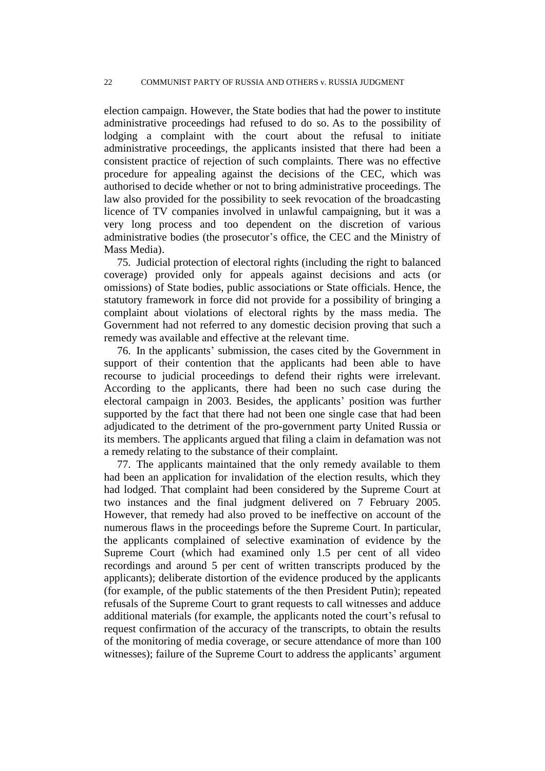election campaign. However, the State bodies that had the power to institute administrative proceedings had refused to do so. As to the possibility of lodging a complaint with the court about the refusal to initiate administrative proceedings, the applicants insisted that there had been a consistent practice of rejection of such complaints. There was no effective procedure for appealing against the decisions of the CEC, which was authorised to decide whether or not to bring administrative proceedings. The law also provided for the possibility to seek revocation of the broadcasting licence of TV companies involved in unlawful campaigning, but it was a very long process and too dependent on the discretion of various administrative bodies (the prosecutor's office, the CEC and the Ministry of Mass Media).

75. Judicial protection of electoral rights (including the right to balanced coverage) provided only for appeals against decisions and acts (or omissions) of State bodies, public associations or State officials. Hence, the statutory framework in force did not provide for a possibility of bringing a complaint about violations of electoral rights by the mass media. The Government had not referred to any domestic decision proving that such a remedy was available and effective at the relevant time.

76. In the applicants' submission, the cases cited by the Government in support of their contention that the applicants had been able to have recourse to judicial proceedings to defend their rights were irrelevant. According to the applicants, there had been no such case during the electoral campaign in 2003. Besides, the applicants' position was further supported by the fact that there had not been one single case that had been adjudicated to the detriment of the pro-government party United Russia or its members. The applicants argued that filing a claim in defamation was not a remedy relating to the substance of their complaint.

77. The applicants maintained that the only remedy available to them had been an application for invalidation of the election results, which they had lodged. That complaint had been considered by the Supreme Court at two instances and the final judgment delivered on 7 February 2005. However, that remedy had also proved to be ineffective on account of the numerous flaws in the proceedings before the Supreme Court. In particular, the applicants complained of selective examination of evidence by the Supreme Court (which had examined only 1.5 per cent of all video recordings and around 5 per cent of written transcripts produced by the applicants); deliberate distortion of the evidence produced by the applicants (for example, of the public statements of the then President Putin); repeated refusals of the Supreme Court to grant requests to call witnesses and adduce additional materials (for example, the applicants noted the court's refusal to request confirmation of the accuracy of the transcripts, to obtain the results of the monitoring of media coverage, or secure attendance of more than 100 witnesses); failure of the Supreme Court to address the applicants' argument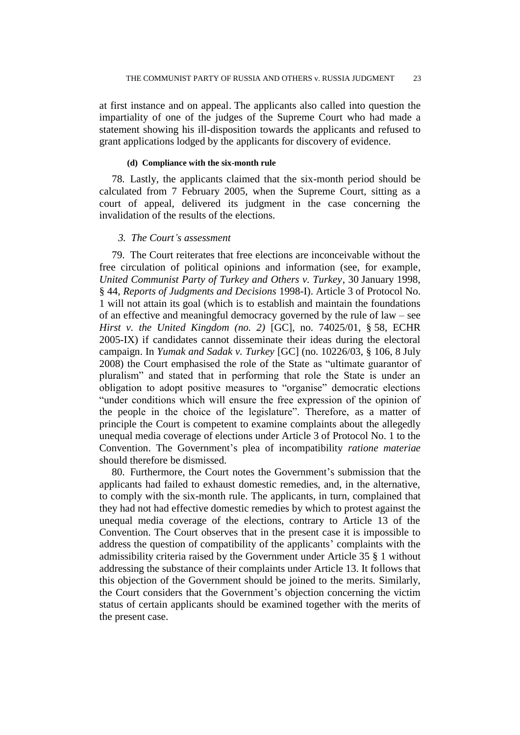at first instance and on appeal. The applicants also called into question the impartiality of one of the judges of the Supreme Court who had made a statement showing his ill-disposition towards the applicants and refused to grant applications lodged by the applicants for discovery of evidence.

#### (d) Compliance with the six-month rule

78. Lastly, the applicants claimed that the six-month period should be calculated from 7 February 2005, when the Supreme Court, sitting as a court of appeal, delivered its judgment in the case concerning the invalidation of the results of the elections.

### *3. The Court's assessment*

79. The Court reiterates that free elections are inconceivable without the free circulation of political opinions and information (see, for example, *United Communist Party of Turkey and Others v. Turkey*, 30 January 1998, § 44, *Reports of Judgments and Decisions* 1998-I). Article 3 of Protocol No. 1 will not attain its goal (which is to establish and maintain the foundations of an effective and meaningful democracy governed by the rule of law – see *Hirst v. the United Kingdom (no. 2)* [GC], no. 74025/01, § 58, ECHR 2005-IX) if candidates cannot disseminate their ideas during the electoral campaign. In *Yumak and Sadak v. Turkey* [GC] (no. 10226/03, § 106, 8 July 2008) the Court emphasised the role of the State as "ultimate guarantor of pluralism" and stated that in performing that role the State is under an obligation to adopt positive measures to "organise" democratic elections "under conditions which will ensure the free expression of the opinion of the people in the choice of the legislature". Therefore, as a matter of principle the Court is competent to examine complaints about the allegedly unequal media coverage of elections under Article 3 of Protocol No. 1 to the Convention. The Government's plea of incompatibility *ratione materiae* should therefore be dismissed.

80. Furthermore, the Court notes the Government's submission that the applicants had failed to exhaust domestic remedies, and, in the alternative, to comply with the six-month rule. The applicants, in turn, complained that they had not had effective domestic remedies by which to protest against the unequal media coverage of the elections, contrary to Article 13 of the Convention. The Court observes that in the present case it is impossible to address the question of compatibility of the applicants' complaints with the admissibility criteria raised by the Government under Article 35 § 1 without addressing the substance of their complaints under Article 13. It follows that this objection of the Government should be joined to the merits. Similarly, the Court considers that the Government's objection concerning the victim status of certain applicants should be examined together with the merits of the present case.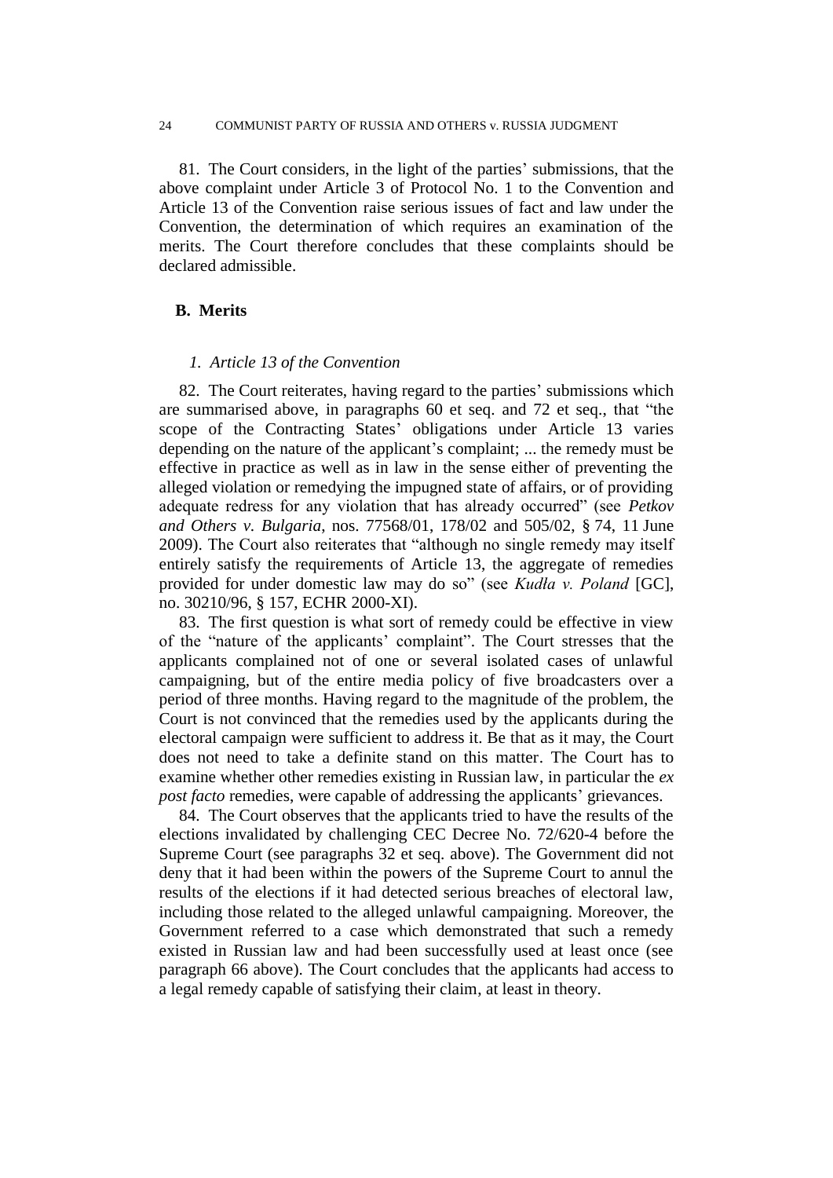81. The Court considers, in the light of the parties' submissions, that the above complaint under Article 3 of Protocol No. 1 to the Convention and Article 13 of the Convention raise serious issues of fact and law under the Convention, the determination of which requires an examination of the merits. The Court therefore concludes that these complaints should be declared admissible.

## B. Merits

### *1. Article 13 of the Convention*

82. The Court reiterates, having regard to the parties' submissions which are summarised above, in paragraphs 60 et seq. and 72 et seq., that "the scope of the Contracting States' obligations under Article 13 varies depending on the nature of the applicant's complaint; ... the remedy must be effective in practice as well as in law in the sense either of preventing the alleged violation or remedying the impugned state of affairs, or of providing adequate redress for any violation that has already occurred" (see *Petkov and Others v. Bulgaria*, nos. 77568/01, 178/02 and 505/02, § 74, 11 June 2009). The Court also reiterates that "although no single remedy may itself entirely satisfy the requirements of Article 13, the aggregate of remedies provided for under domestic law may do so" (see *Kudła v. Poland* [GC], no. 30210/96, § 157, ECHR 2000-XI).

83. The first question is what sort of remedy could be effective in view of the "nature of the applicants' complaint". The Court stresses that the applicants complained not of one or several isolated cases of unlawful campaigning, but of the entire media policy of five broadcasters over a period of three months. Having regard to the magnitude of the problem, the Court is not convinced that the remedies used by the applicants during the electoral campaign were sufficient to address it. Be that as it may, the Court does not need to take a definite stand on this matter. The Court has to examine whether other remedies existing in Russian law, in particular the *ex post facto* remedies, were capable of addressing the applicants' grievances.

84. The Court observes that the applicants tried to have the results of the elections invalidated by challenging CEC Decree No. 72/620-4 before the Supreme Court (see paragraphs 32 et seq. above). The Government did not deny that it had been within the powers of the Supreme Court to annul the results of the elections if it had detected serious breaches of electoral law, including those related to the alleged unlawful campaigning. Moreover, the Government referred to a case which demonstrated that such a remedy existed in Russian law and had been successfully used at least once (see paragraph 66 above). The Court concludes that the applicants had access to a legal remedy capable of satisfying their claim, at least in theory.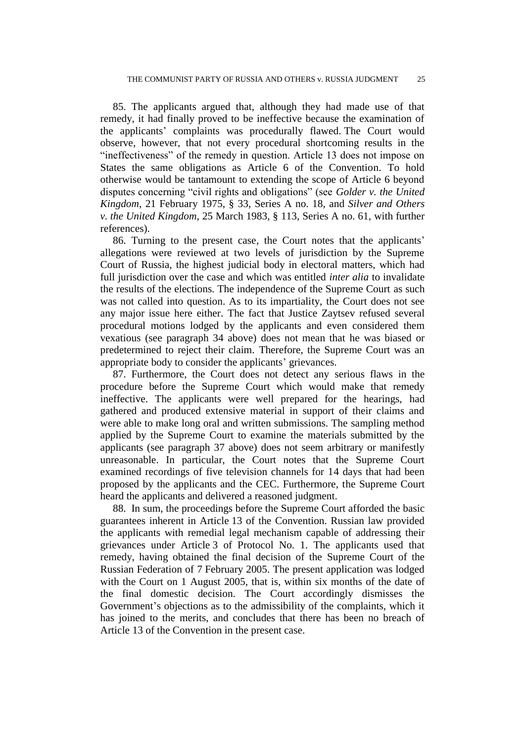85. The applicants argued that, although they had made use of that remedy, it had finally proved to be ineffective because the examination of the applicants' complaints was procedurally flawed. The Court would observe, however, that not every procedural shortcoming results in the "ineffectiveness" of the remedy in question. Article 13 does not impose on States the same obligations as Article 6 of the Convention. To hold otherwise would be tantamount to extending the scope of Article 6 beyond disputes concerning "civil rights and obligations" (see *Golder v. the United Kingdom*, 21 February 1975, § 33, Series A no. 18, and *Silver and Others v. the United Kingdom*, 25 March 1983, § 113, Series A no. 61, with further references).

86. Turning to the present case, the Court notes that the applicants' allegations were reviewed at two levels of jurisdiction by the Supreme Court of Russia, the highest judicial body in electoral matters, which had full jurisdiction over the case and which was entitled *inter alia* to invalidate the results of the elections. The independence of the Supreme Court as such was not called into question. As to its impartiality, the Court does not see any major issue here either. The fact that Justice Zaytsev refused several procedural motions lodged by the applicants and even considered them vexatious (see paragraph 34 above) does not mean that he was biased or predetermined to reject their claim. Therefore, the Supreme Court was an appropriate body to consider the applicants' grievances.

87. Furthermore, the Court does not detect any serious flaws in the procedure before the Supreme Court which would make that remedy ineffective. The applicants were well prepared for the hearings, had gathered and produced extensive material in support of their claims and were able to make long oral and written submissions. The sampling method applied by the Supreme Court to examine the materials submitted by the applicants (see paragraph 37 above) does not seem arbitrary or manifestly unreasonable. In particular, the Court notes that the Supreme Court examined recordings of five television channels for 14 days that had been proposed by the applicants and the CEC. Furthermore, the Supreme Court heard the applicants and delivered a reasoned judgment.

88. In sum, the proceedings before the Supreme Court afforded the basic guarantees inherent in Article 13 of the Convention. Russian law provided the applicants with remedial legal mechanism capable of addressing their grievances under Article 3 of Protocol No. 1. The applicants used that remedy, having obtained the final decision of the Supreme Court of the Russian Federation of 7 February 2005. The present application was lodged with the Court on 1 August 2005, that is, within six months of the date of the final domestic decision. The Court accordingly dismisses the Government's objections as to the admissibility of the complaints, which it has joined to the merits, and concludes that there has been no breach of Article 13 of the Convention in the present case.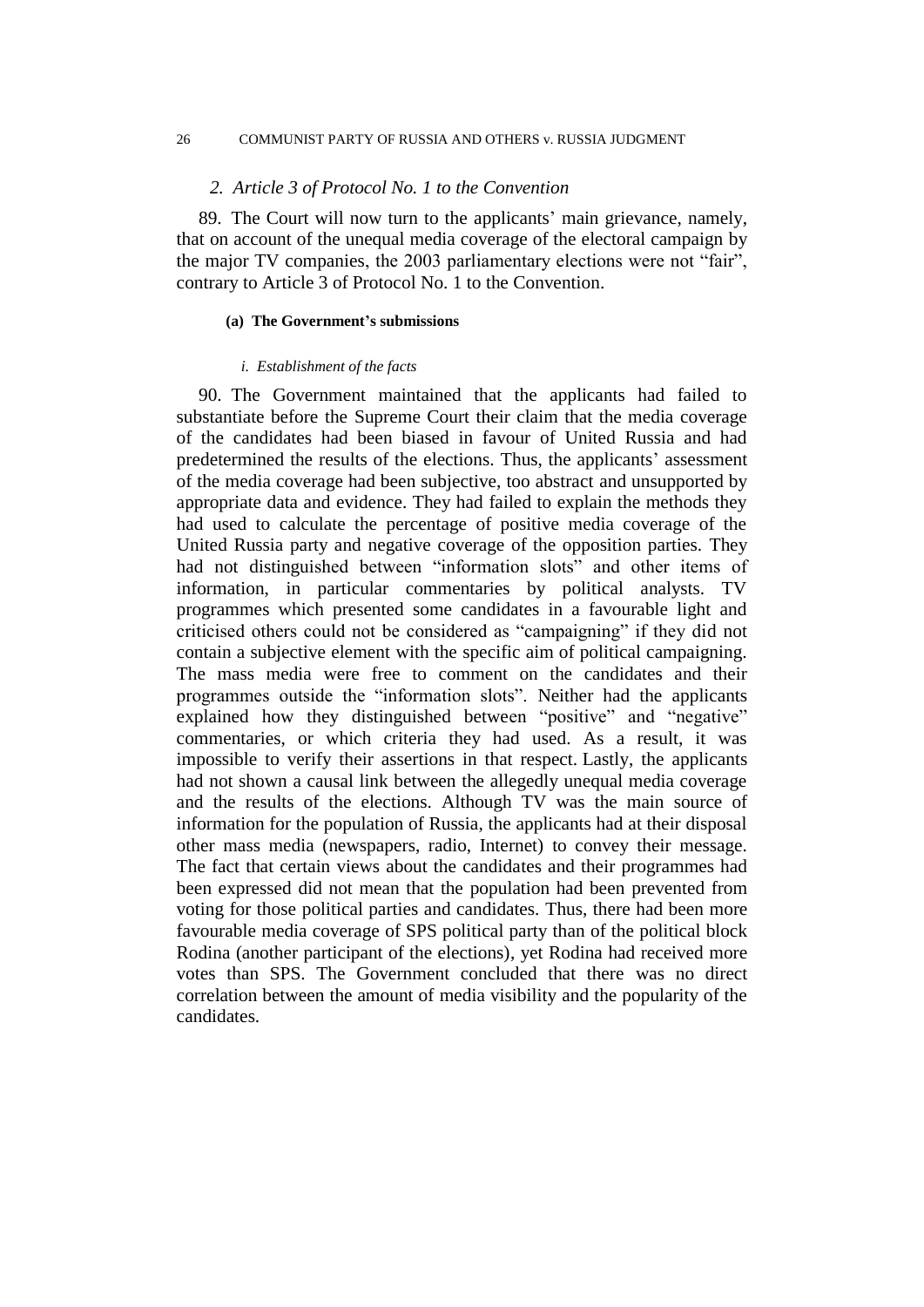### *2. Article 3 of Protocol No. 1 to the Convention*

89. The Court will now turn to the applicants' main grievance, namely, that on account of the unequal media coverage of the electoral campaign by the major TV companies, the 2003 parliamentary elections were not "fair", contrary to Article 3 of Protocol No. 1 to the Convention.

#### **(a) The Government's submissions**

##### *i. Establishment of the facts*

90. The Government maintained that the applicants had failed to substantiate before the Supreme Court their claim that the media coverage of the candidates had been biased in favour of United Russia and had predetermined the results of the elections. Thus, the applicants' assessment of the media coverage had been subjective, too abstract and unsupported by appropriate data and evidence. They had failed to explain the methods they had used to calculate the percentage of positive media coverage of the United Russia party and negative coverage of the opposition parties. They had not distinguished between "information slots" and other items of information, in particular commentaries by political analysts. TV programmes which presented some candidates in a favourable light and criticised others could not be considered as "campaigning" if they did not contain a subjective element with the specific aim of political campaigning. The mass media were free to comment on the candidates and their programmes outside the "information slots". Neither had the applicants explained how they distinguished between "positive" and "negative" commentaries, or which criteria they had used. As a result, it was impossible to verify their assertions in that respect. Lastly, the applicants had not shown a causal link between the allegedly unequal media coverage and the results of the elections. Although TV was the main source of information for the population of Russia, the applicants had at their disposal other mass media (newspapers, radio, Internet) to convey their message. The fact that certain views about the candidates and their programmes had been expressed did not mean that the population had been prevented from voting for those political parties and candidates. Thus, there had been more favourable media coverage of SPS political party than of the political block Rodina (another participant of the elections), yet Rodina had received more votes than SPS. The Government concluded that there was no direct correlation between the amount of media visibility and the popularity of the candidates.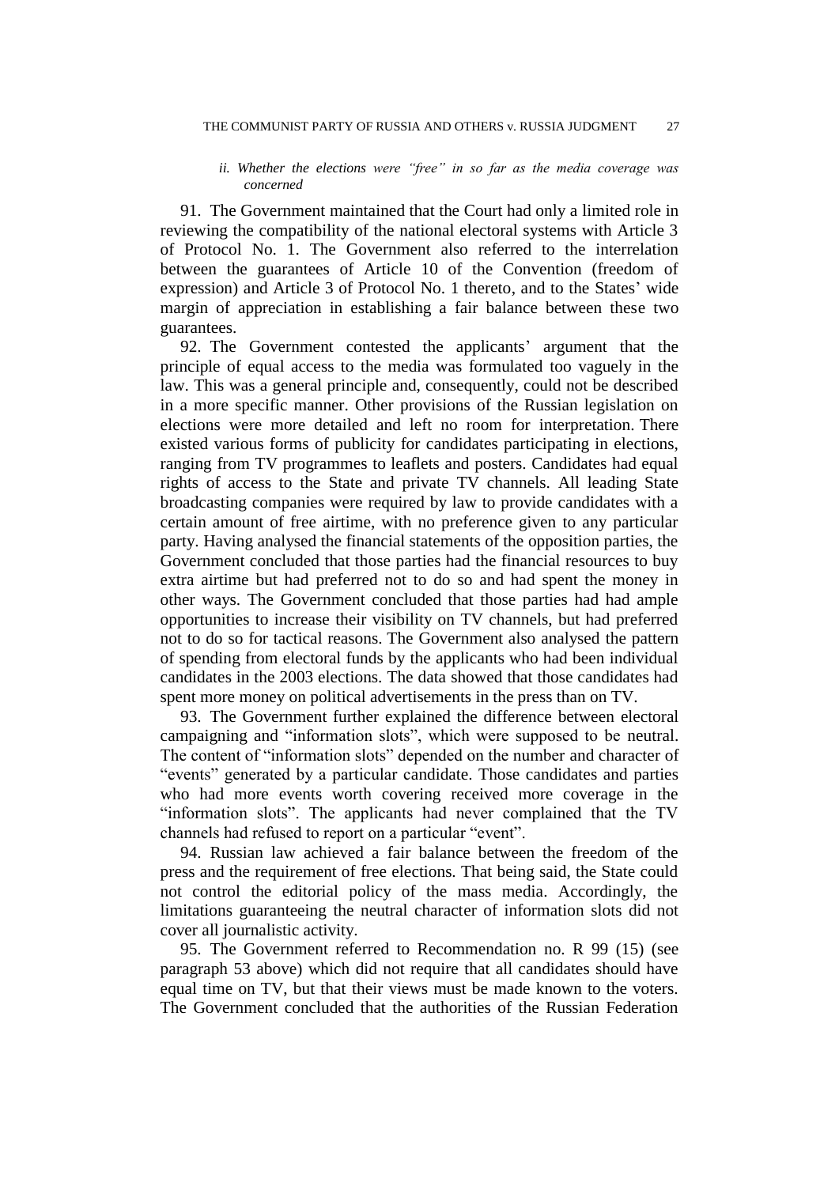*ii. Whether the elections were "free" in so far as the media coverage was concerned*

91. The Government maintained that the Court had only a limited role in reviewing the compatibility of the national electoral systems with Article 3 of Protocol No. 1. The Government also referred to the interrelation between the guarantees of Article 10 of the Convention (freedom of expression) and Article 3 of Protocol No. 1 thereto, and to the States' wide margin of appreciation in establishing a fair balance between these two guarantees.

92. The Government contested the applicants' argument that the principle of equal access to the media was formulated too vaguely in the law. This was a general principle and, consequently, could not be described in a more specific manner. Other provisions of the Russian legislation on elections were more detailed and left no room for interpretation. There existed various forms of publicity for candidates participating in elections, ranging from TV programmes to leaflets and posters. Candidates had equal rights of access to the State and private TV channels. All leading State broadcasting companies were required by law to provide candidates with a certain amount of free airtime, with no preference given to any particular party. Having analysed the financial statements of the opposition parties, the Government concluded that those parties had the financial resources to buy extra airtime but had preferred not to do so and had spent the money in other ways. The Government concluded that those parties had had ample opportunities to increase their visibility on TV channels, but had preferred not to do so for tactical reasons. The Government also analysed the pattern of spending from electoral funds by the applicants who had been individual candidates in the 2003 elections. The data showed that those candidates had spent more money on political advertisements in the press than on TV.

93. The Government further explained the difference between electoral campaigning and "information slots", which were supposed to be neutral. The content of "information slots" depended on the number and character of "events" generated by a particular candidate. Those candidates and parties who had more events worth covering received more coverage in the "information slots". The applicants had never complained that the TV channels had refused to report on a particular "event".

94. Russian law achieved a fair balance between the freedom of the press and the requirement of free elections. That being said, the State could not control the editorial policy of the mass media. Accordingly, the limitations guaranteeing the neutral character of information slots did not cover all journalistic activity.

95. The Government referred to Recommendation no. R 99 (15) (see paragraph 53 above) which did not require that all candidates should have equal time on TV, but that their views must be made known to the voters. The Government concluded that the authorities of the Russian Federation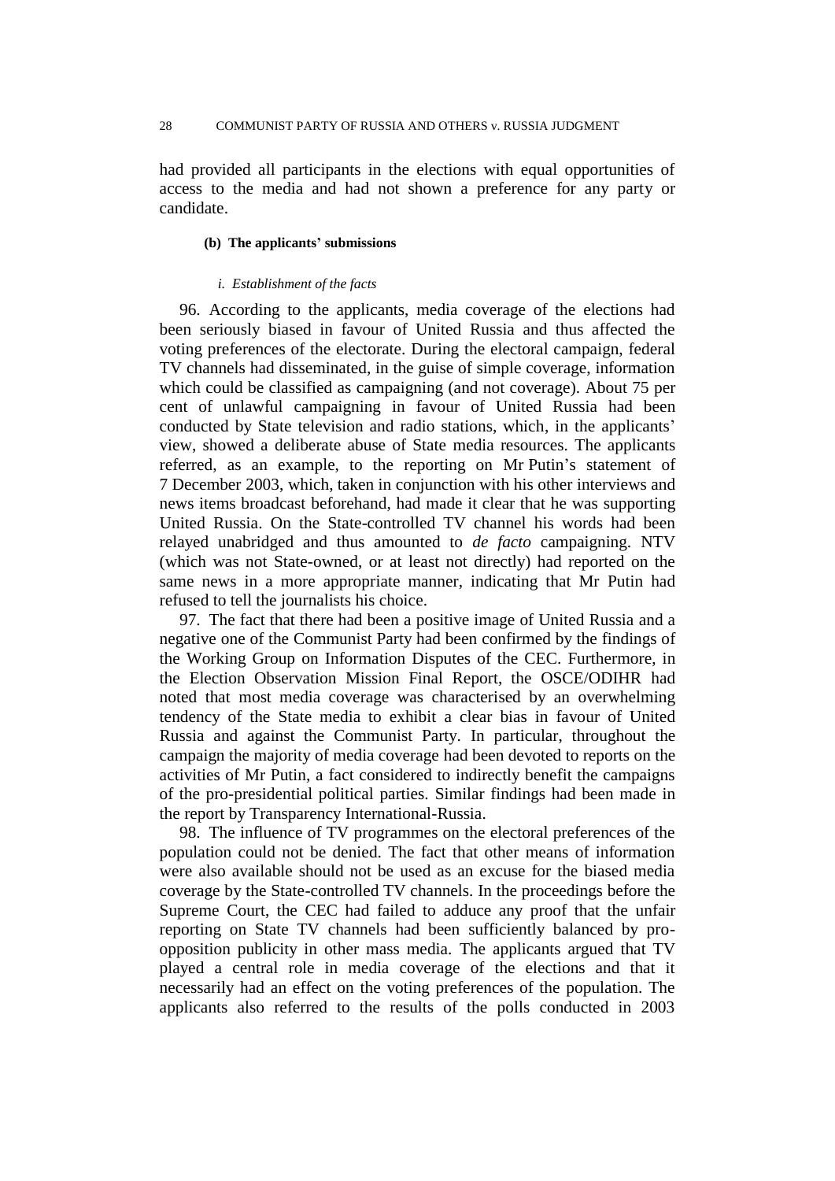had provided all participants in the elections with equal opportunities of access to the media and had not shown a preference for any party or candidate.

#### (b) The applicants' submissions

##### *i. Establishment of the facts*

96. According to the applicants, media coverage of the elections had been seriously biased in favour of United Russia and thus affected the voting preferences of the electorate. During the electoral campaign, federal TV channels had disseminated, in the guise of simple coverage, information which could be classified as campaigning (and not coverage). About 75 per cent of unlawful campaigning in favour of United Russia had been conducted by State television and radio stations, which, in the applicants' view, showed a deliberate abuse of State media resources. The applicants referred, as an example, to the reporting on Mr Putin's statement of 7 December 2003, which, taken in conjunction with his other interviews and news items broadcast beforehand, had made it clear that he was supporting United Russia. On the State-controlled TV channel his words had been relayed unabridged and thus amounted to *de facto* campaigning. NTV (which was not State-owned, or at least not directly) had reported on the same news in a more appropriate manner, indicating that Mr Putin had refused to tell the journalists his choice.

97. The fact that there had been a positive image of United Russia and a negative one of the Communist Party had been confirmed by the findings of the Working Group on Information Disputes of the CEC. Furthermore, in the Election Observation Mission Final Report, the OSCE/ODIHR had noted that most media coverage was characterised by an overwhelming tendency of the State media to exhibit a clear bias in favour of United Russia and against the Communist Party. In particular, throughout the campaign the majority of media coverage had been devoted to reports on the activities of Mr Putin, a fact considered to indirectly benefit the campaigns of the pro-presidential political parties. Similar findings had been made in the report by Transparency International-Russia.

98. The influence of TV programmes on the electoral preferences of the population could not be denied. The fact that other means of information were also available should not be used as an excuse for the biased media coverage by the State-controlled TV channels. In the proceedings before the Supreme Court, the CEC had failed to adduce any proof that the unfair reporting on State TV channels had been sufficiently balanced by pro-opposition publicity in other mass media. The applicants argued that TV played a central role in media coverage of the elections and that it necessarily had an effect on the voting preferences of the population. The applicants also referred to the results of the polls conducted in 2003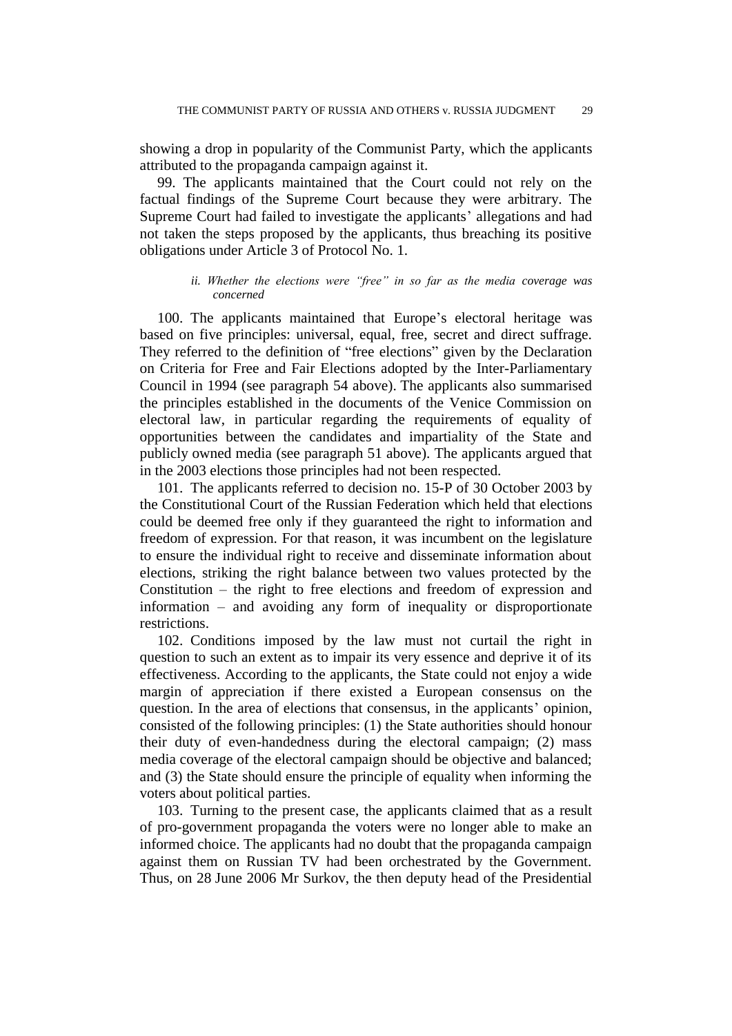showing a drop in popularity of the Communist Party, which the applicants attributed to the propaganda campaign against it.

99. The applicants maintained that the Court could not rely on the factual findings of the Supreme Court because they were arbitrary. The Supreme Court had failed to investigate the applicants' allegations and had not taken the steps proposed by the applicants, thus breaching its positive obligations under Article 3 of Protocol No. 1.

*ii. Whether the elections were "free" in so far as the media coverage was concerned*

100. The applicants maintained that Europe's electoral heritage was based on five principles: universal, equal, free, secret and direct suffrage. They referred to the definition of "free elections" given by the Declaration on Criteria for Free and Fair Elections adopted by the Inter-Parliamentary Council in 1994 (see paragraph 54 above). The applicants also summarised the principles established in the documents of the Venice Commission on electoral law, in particular regarding the requirements of equality of opportunities between the candidates and impartiality of the State and publicly owned media (see paragraph 51 above). The applicants argued that in the 2003 elections those principles had not been respected.

101. The applicants referred to decision no. 15-P of 30 October 2003 by the Constitutional Court of the Russian Federation which held that elections could be deemed free only if they guaranteed the right to information and freedom of expression. For that reason, it was incumbent on the legislature to ensure the individual right to receive and disseminate information about elections, striking the right balance between two values protected by the Constitution – the right to free elections and freedom of expression and information – and avoiding any form of inequality or disproportionate restrictions.

102. Conditions imposed by the law must not curtail the right in question to such an extent as to impair its very essence and deprive it of its effectiveness. According to the applicants, the State could not enjoy a wide margin of appreciation if there existed a European consensus on the question. In the area of elections that consensus, in the applicants' opinion, consisted of the following principles: (1) the State authorities should honour their duty of even-handedness during the electoral campaign; (2) mass media coverage of the electoral campaign should be objective and balanced; and (3) the State should ensure the principle of equality when informing the voters about political parties.

103. Turning to the present case, the applicants claimed that as a result of pro-government propaganda the voters were no longer able to make an informed choice. The applicants had no doubt that the propaganda campaign against them on Russian TV had been orchestrated by the Government. Thus, on 28 June 2006 Mr Surkov, the then deputy head of the Presidential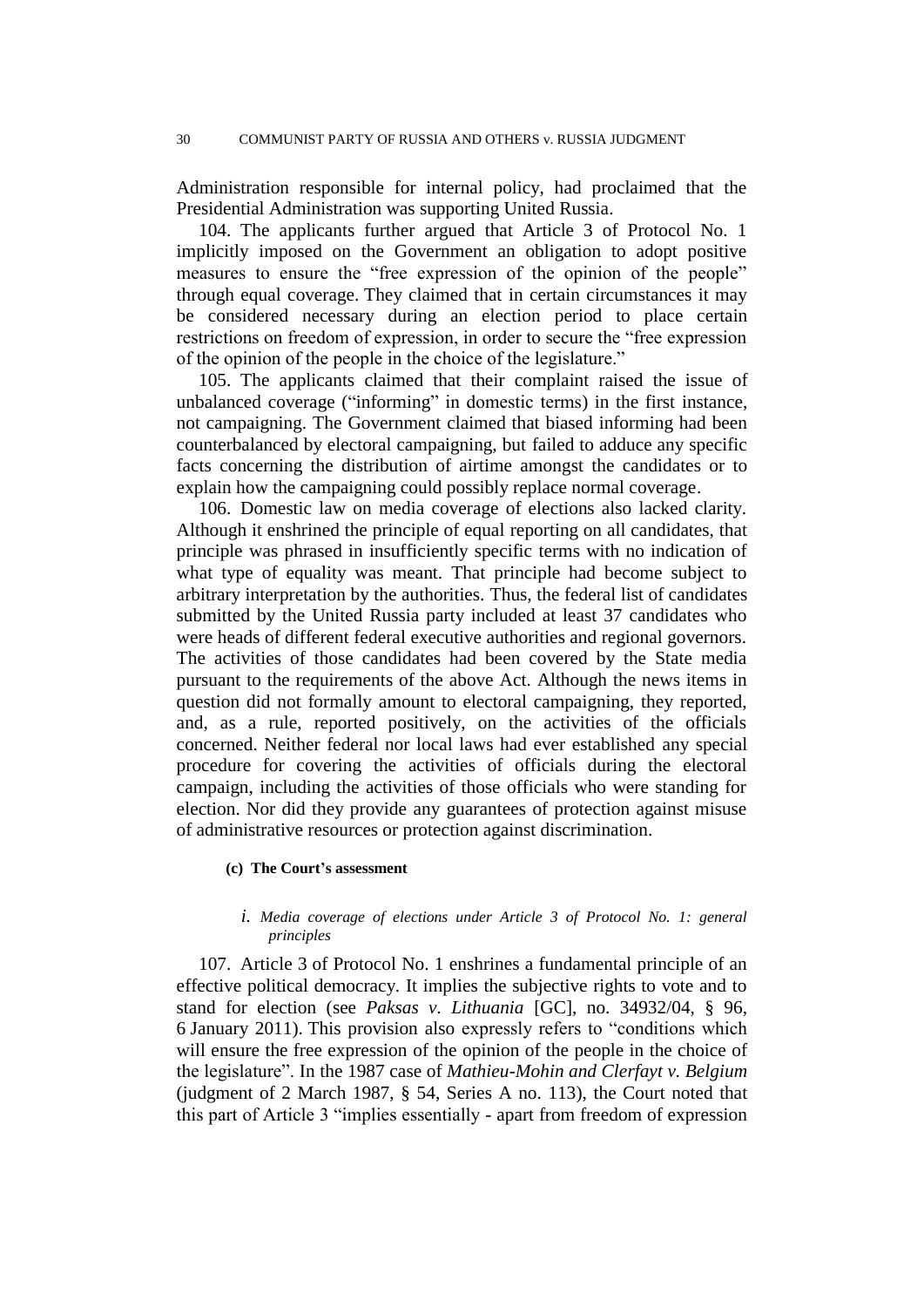Administration responsible for internal policy, had proclaimed that the Presidential Administration was supporting United Russia.

104. The applicants further argued that Article 3 of Protocol No. 1 implicitly imposed on the Government an obligation to adopt positive measures to ensure the "free expression of the opinion of the people" through equal coverage. They claimed that in certain circumstances it may be considered necessary during an election period to place certain restrictions on freedom of expression, in order to secure the "free expression of the opinion of the people in the choice of the legislature."

105. The applicants claimed that their complaint raised the issue of unbalanced coverage ("informing" in domestic terms) in the first instance, not campaigning. The Government claimed that biased informing had been counterbalanced by electoral campaigning, but failed to adduce any specific facts concerning the distribution of airtime amongst the candidates or to explain how the campaigning could possibly replace normal coverage.

106. Domestic law on media coverage of elections also lacked clarity. Although it enshrined the principle of equal reporting on all candidates, that principle was phrased in insufficiently specific terms with no indication of what type of equality was meant. That principle had become subject to arbitrary interpretation by the authorities. Thus, the federal list of candidates submitted by the United Russia party included at least 37 candidates who were heads of different federal executive authorities and regional governors. The activities of those candidates had been covered by the State media pursuant to the requirements of the above Act. Although the news items in question did not formally amount to electoral campaigning, they reported, and, as a rule, reported positively, on the activities of the officials concerned. Neither federal nor local laws had ever established any special procedure for covering the activities of officials during the electoral campaign, including the activities of those officials who were standing for election. Nor did they provide any guarantees of protection against misuse of administrative resources or protection against discrimination.

#### (c) The Court's assessment

##### *i. Media coverage of elections under Article 3 of Protocol No. 1: general principles*

107. Article 3 of Protocol No. 1 enshrines a fundamental principle of an effective political democracy. It implies the subjective rights to vote and to stand for election (see *Paksas v. Lithuania* [GC], no. 34932/04, § 96, 6 January 2011). This provision also expressly refers to "conditions which will ensure the free expression of the opinion of the people in the choice of the legislature". In the 1987 case of *Mathieu-Mohin and Clerfayt v. Belgium* (judgment of 2 March 1987, § 54, Series A no. 113), the Court noted that this part of Article 3 "implies essentially - apart from freedom of expression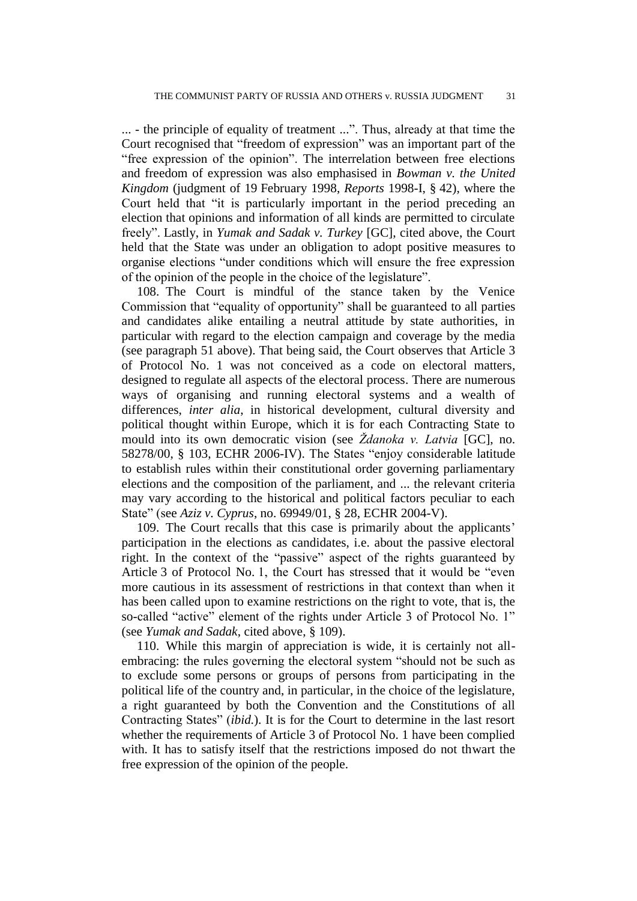... - the principle of equality of treatment ...". Thus, already at that time the Court recognised that "freedom of expression" was an important part of the "free expression of the opinion". The interrelation between free elections and freedom of expression was also emphasised in *Bowman v. the United Kingdom* (judgment of 19 February 1998, *Reports* 1998-I, § 42), where the Court held that "it is particularly important in the period preceding an election that opinions and information of all kinds are permitted to circulate freely". Lastly, in *Yumak and Sadak v. Turkey* [GC], cited above, the Court held that the State was under an obligation to adopt positive measures to organise elections "under conditions which will ensure the free expression of the opinion of the people in the choice of the legislature".

108. The Court is mindful of the stance taken by the Venice Commission that "equality of opportunity" shall be guaranteed to all parties and candidates alike entailing a neutral attitude by state authorities, in particular with regard to the election campaign and coverage by the media (see paragraph 51 above). That being said, the Court observes that Article 3 of Protocol No. 1 was not conceived as a code on electoral matters, designed to regulate all aspects of the electoral process. There are numerous ways of organising and running electoral systems and a wealth of differences, *inter alia*, in historical development, cultural diversity and political thought within Europe, which it is for each Contracting State to mould into its own democratic vision (see *Ždanoka v. Latvia* [GC], no. 58278/00, § 103, ECHR 2006-IV). The States "enjoy considerable latitude to establish rules within their constitutional order governing parliamentary elections and the composition of the parliament, and ... the relevant criteria may vary according to the historical and political factors peculiar to each State" (see *Aziz v. Cyprus*, no. 69949/01, § 28, ECHR 2004-V).

109. The Court recalls that this case is primarily about the applicants' participation in the elections as candidates, i.e. about the passive electoral right. In the context of the "passive" aspect of the rights guaranteed by Article 3 of Protocol No. 1, the Court has stressed that it would be "even more cautious in its assessment of restrictions in that context than when it has been called upon to examine restrictions on the right to vote, that is, the so-called "active" element of the rights under Article 3 of Protocol No. 1" (see *Yumak and Sadak*, cited above, § 109).

110. While this margin of appreciation is wide, it is certainly not all-embracing: the rules governing the electoral system "should not be such as to exclude some persons or groups of persons from participating in the political life of the country and, in particular, in the choice of the legislature, a right guaranteed by both the Convention and the Constitutions of all Contracting States" (*ibid.*). It is for the Court to determine in the last resort whether the requirements of Article 3 of Protocol No. 1 have been complied with. It has to satisfy itself that the restrictions imposed do not thwart the free expression of the opinion of the people.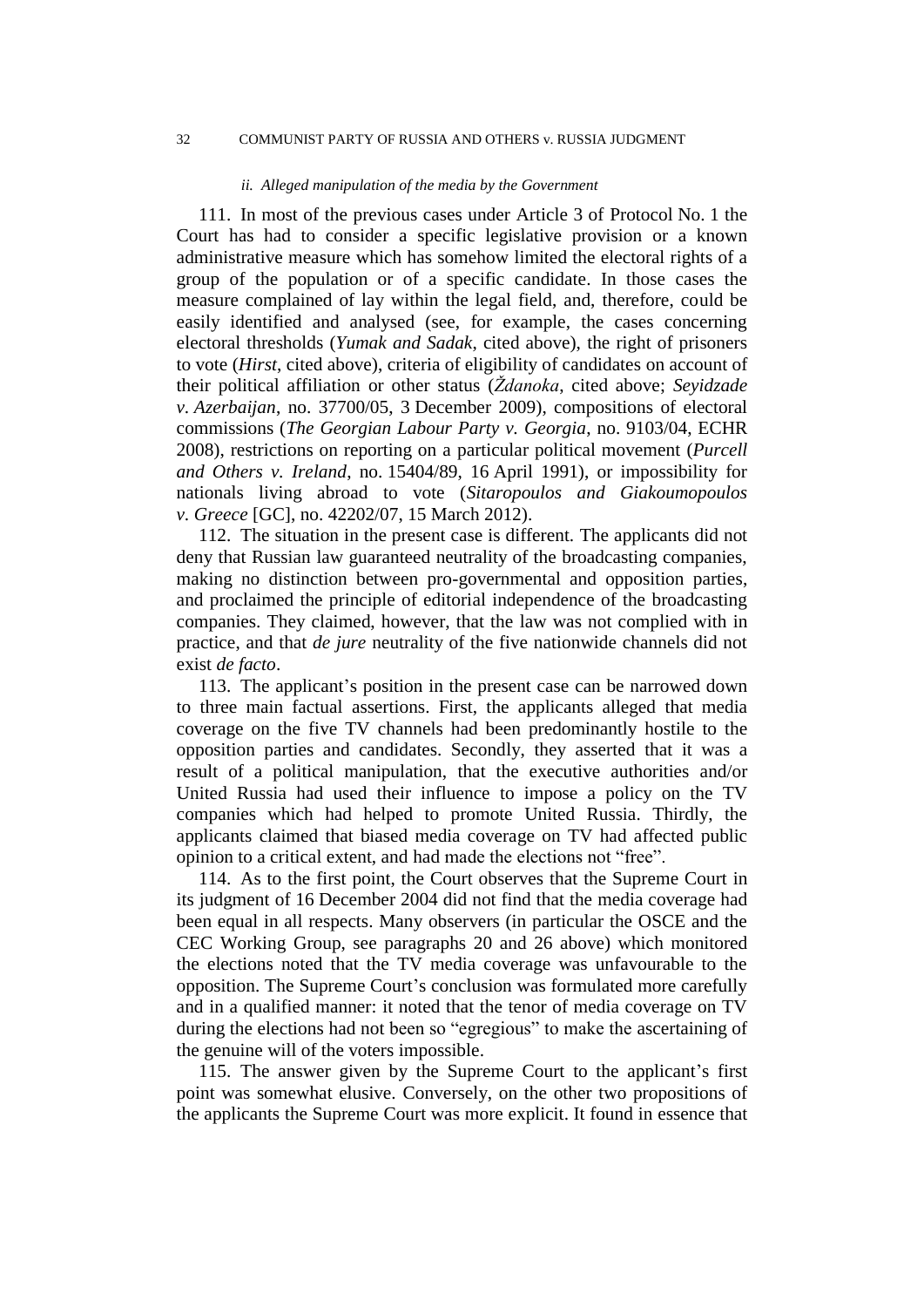#### *ii. Alleged manipulation of the media by the Government*

111. In most of the previous cases under Article 3 of Protocol No. 1 the Court has had to consider a specific legislative provision or a known administrative measure which has somehow limited the electoral rights of a group of the population or of a specific candidate. In those cases the measure complained of lay within the legal field, and, therefore, could be easily identified and analysed (see, for example, the cases concerning electoral thresholds (*Yumak and Sadak*, cited above), the right of prisoners to vote (*Hirst*, cited above), criteria of eligibility of candidates on account of their political affiliation or other status (*Ždanoka*, cited above; *Seyidzade v. Azerbaijan*, no. 37700/05, 3 December 2009), compositions of electoral commissions (*The Georgian Labour Party v. Georgia*, no. 9103/04, ECHR 2008), restrictions on reporting on a particular political movement (*Purcell and Others v. Ireland*, no. 15404/89, 16 April 1991), or impossibility for nationals living abroad to vote (*Sitaropoulos and Giakoumopoulos v. Greece* [GC], no. 42202/07, 15 March 2012).

112. The situation in the present case is different. The applicants did not deny that Russian law guaranteed neutrality of the broadcasting companies, making no distinction between pro-governmental and opposition parties, and proclaimed the principle of editorial independence of the broadcasting companies. They claimed, however, that the law was not complied with in practice, and that *de jure* neutrality of the five nationwide channels did not exist *de facto*.

113. The applicant's position in the present case can be narrowed down to three main factual assertions. First, the applicants alleged that media coverage on the five TV channels had been predominantly hostile to the opposition parties and candidates. Secondly, they asserted that it was a result of a political manipulation, that the executive authorities and/or United Russia had used their influence to impose a policy on the TV companies which had helped to promote United Russia. Thirdly, the applicants claimed that biased media coverage on TV had affected public opinion to a critical extent, and had made the elections not "free".

114. As to the first point, the Court observes that the Supreme Court in its judgment of 16 December 2004 did not find that the media coverage had been equal in all respects. Many observers (in particular the OSCE and the CEC Working Group, see paragraphs 20 and 26 above) which monitored the elections noted that the TV media coverage was unfavourable to the opposition. The Supreme Court's conclusion was formulated more carefully and in a qualified manner: it noted that the tenor of media coverage on TV during the elections had not been so "egregious" to make the ascertaining of the genuine will of the voters impossible.

115. The answer given by the Supreme Court to the applicant's first point was somewhat elusive. Conversely, on the other two propositions of the applicants the Supreme Court was more explicit. It found in essence that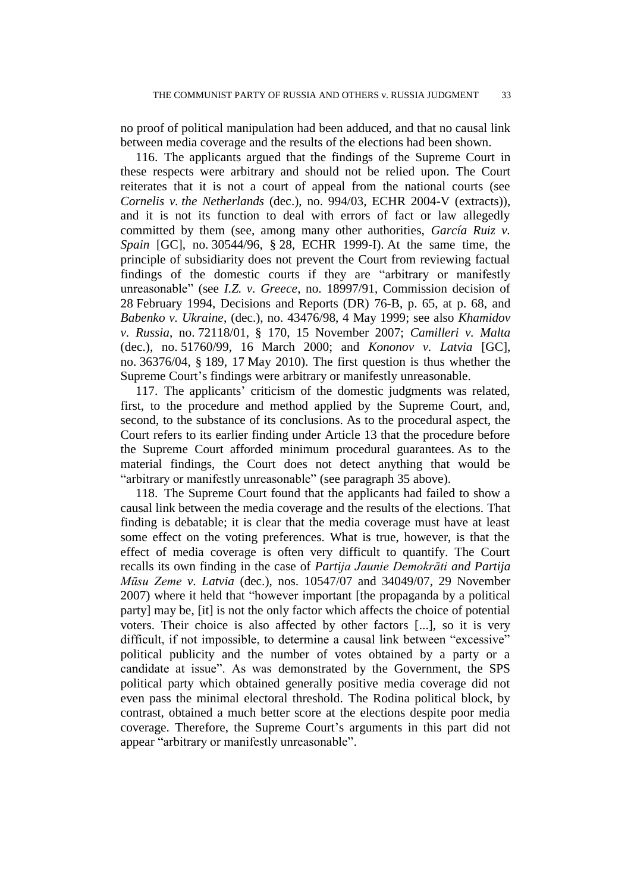no proof of political manipulation had been adduced, and that no causal link between media coverage and the results of the elections had been shown.

116. The applicants argued that the findings of the Supreme Court in these respects were arbitrary and should not be relied upon. The Court reiterates that it is not a court of appeal from the national courts (see *Cornelis v. the Netherlands* (dec.), no. 994/03, ECHR 2004-V (extracts)), and it is not its function to deal with errors of fact or law allegedly committed by them (see, among many other authorities, *García Ruiz v. Spain* [GC], no. 30544/96, § 28, ECHR 1999-I). At the same time, the principle of subsidiarity does not prevent the Court from reviewing factual findings of the domestic courts if they are "arbitrary or manifestly unreasonable" (see *I.Z. v. Greece*, no. 18997/91, Commission decision of 28 February 1994, Decisions and Reports (DR) 76-B, p. 65, at p. 68, and *Babenko v. Ukraine*, (dec.), no. 43476/98, 4 May 1999; see also *Khamidov v. Russia*, no. 72118/01, § 170, 15 November 2007; *Camilleri v. Malta* (dec.), no. 51760/99, 16 March 2000; and *Kononov v. Latvia* [GC], no. 36376/04, § 189, 17 May 2010). The first question is thus whether the Supreme Court's findings were arbitrary or manifestly unreasonable.

117. The applicants' criticism of the domestic judgments was related, first, to the procedure and method applied by the Supreme Court, and, second, to the substance of its conclusions. As to the procedural aspect, the Court refers to its earlier finding under Article 13 that the procedure before the Supreme Court afforded minimum procedural guarantees. As to the material findings, the Court does not detect anything that would be "arbitrary or manifestly unreasonable" (see paragraph 35 above).

118. The Supreme Court found that the applicants had failed to show a causal link between the media coverage and the results of the elections. That finding is debatable; it is clear that the media coverage must have at least some effect on the voting preferences. What is true, however, is that the effect of media coverage is often very difficult to quantify. The Court recalls its own finding in the case of *Partija Jaunie Demokrāti and Partija Mūsu Zeme v. Latvia* (dec.), nos. 10547/07 and 34049/07, 29 November 2007) where it held that "however important [the propaganda by a political party] may be, [it] is not the only factor which affects the choice of potential voters. Their choice is also affected by other factors [...], so it is very difficult, if not impossible, to determine a causal link between "excessive" political publicity and the number of votes obtained by a party or a candidate at issue". As was demonstrated by the Government, the SPS political party which obtained generally positive media coverage did not even pass the minimal electoral threshold. The Rodina political block, by contrast, obtained a much better score at the elections despite poor media coverage. Therefore, the Supreme Court's arguments in this part did not appear "arbitrary or manifestly unreasonable".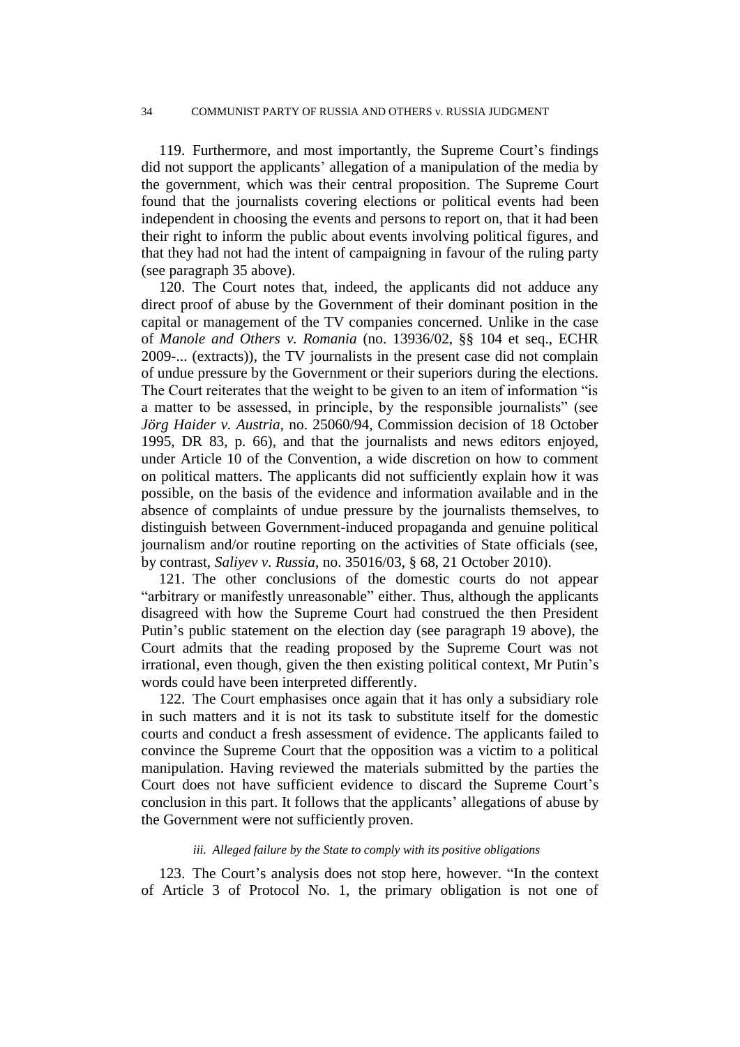119. Furthermore, and most importantly, the Supreme Court's findings did not support the applicants' allegation of a manipulation of the media by the government, which was their central proposition. The Supreme Court found that the journalists covering elections or political events had been independent in choosing the events and persons to report on, that it had been their right to inform the public about events involving political figures, and that they had not had the intent of campaigning in favour of the ruling party (see paragraph 35 above).

120. The Court notes that, indeed, the applicants did not adduce any direct proof of abuse by the Government of their dominant position in the capital or management of the TV companies concerned. Unlike in the case of *Manole and Others v. Romania* (no. 13936/02, §§ 104 et seq., ECHR 2009-... (extracts)), the TV journalists in the present case did not complain of undue pressure by the Government or their superiors during the elections. The Court reiterates that the weight to be given to an item of information "is a matter to be assessed, in principle, by the responsible journalists" (see *Jörg Haider v. Austria*, no. 25060/94, Commission decision of 18 October 1995, DR 83, p. 66), and that the journalists and news editors enjoyed, under Article 10 of the Convention, a wide discretion on how to comment on political matters. The applicants did not sufficiently explain how it was possible, on the basis of the evidence and information available and in the absence of complaints of undue pressure by the journalists themselves, to distinguish between Government-induced propaganda and genuine political journalism and/or routine reporting on the activities of State officials (see, by contrast, *Saliyev v. Russia*, no. 35016/03, § 68, 21 October 2010).

121. The other conclusions of the domestic courts do not appear "arbitrary or manifestly unreasonable" either. Thus, although the applicants disagreed with how the Supreme Court had construed the then President Putin's public statement on the election day (see paragraph 19 above), the Court admits that the reading proposed by the Supreme Court was not irrational, even though, given the then existing political context, Mr Putin's words could have been interpreted differently.

122. The Court emphasises once again that it has only a subsidiary role in such matters and it is not its task to substitute itself for the domestic courts and conduct a fresh assessment of evidence. The applicants failed to convince the Supreme Court that the opposition was a victim to a political manipulation. Having reviewed the materials submitted by the parties the Court does not have sufficient evidence to discard the Supreme Court's conclusion in this part. It follows that the applicants' allegations of abuse by the Government were not sufficiently proven.

*iii. Alleged failure by the State to comply with its positive obligations*

123. The Court's analysis does not stop here, however. "In the context of Article 3 of Protocol No. 1, the primary obligation is not one of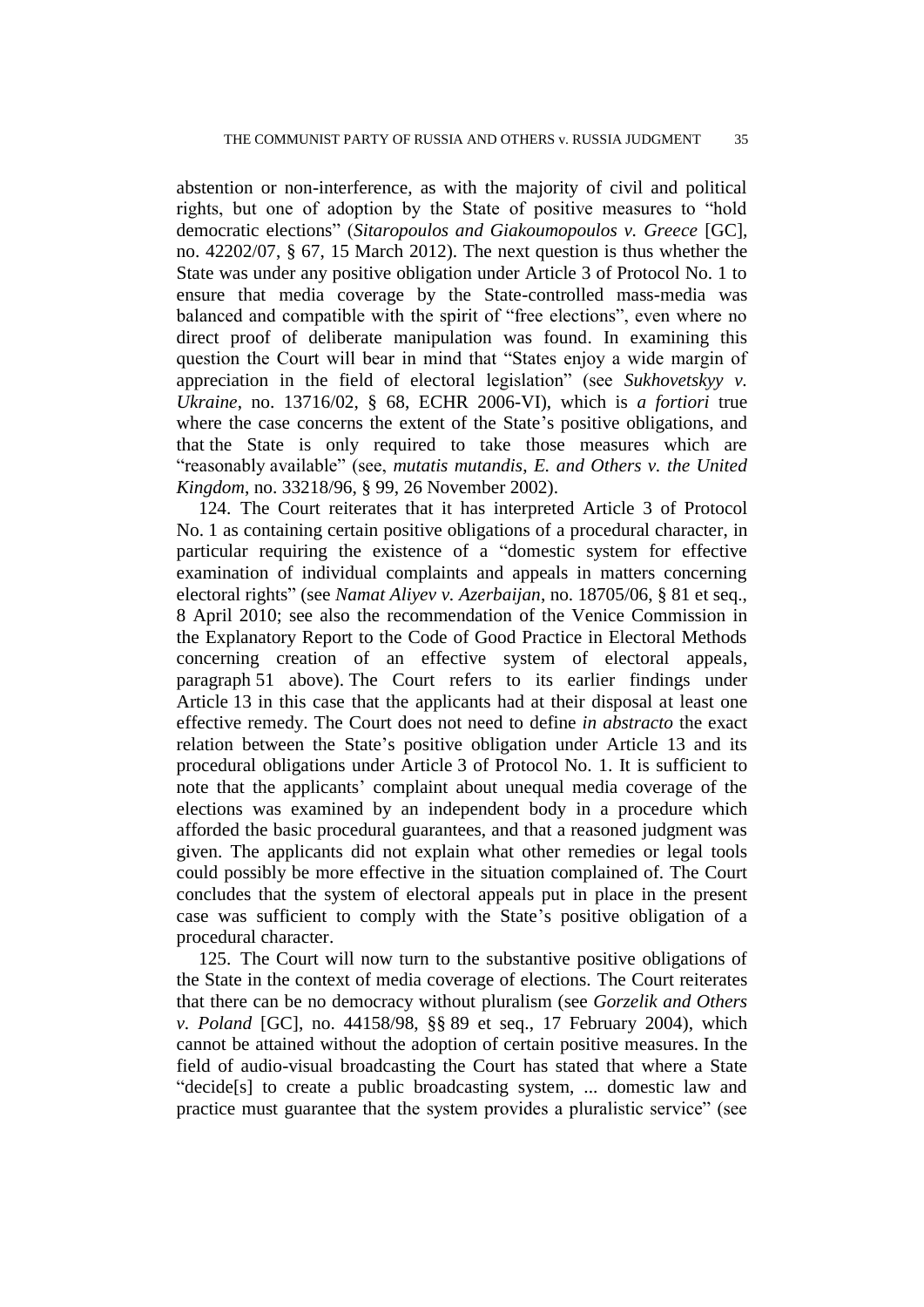abstention or non-interference, as with the majority of civil and political rights, but one of adoption by the State of positive measures to "hold democratic elections" (*Sitaropoulos and Giakoumopoulos v. Greece* [GC], no. 42202/07, § 67, 15 March 2012). The next question is thus whether the State was under any positive obligation under Article 3 of Protocol No. 1 to ensure that media coverage by the State-controlled mass-media was balanced and compatible with the spirit of "free elections", even where no direct proof of deliberate manipulation was found. In examining this question the Court will bear in mind that "States enjoy a wide margin of appreciation in the field of electoral legislation" (see *Sukhovetskyy v. Ukraine*, no. 13716/02, § 68, ECHR 2006-VI), which is *a fortiori* true where the case concerns the extent of the State's positive obligations, and that the State is only required to take those measures which are "reasonably available" (see, *mutatis mutandis*, *E. and Others v. the United Kingdom*, no. 33218/96, § 99, 26 November 2002).

124. The Court reiterates that it has interpreted Article 3 of Protocol No. 1 as containing certain positive obligations of a procedural character, in particular requiring the existence of a "domestic system for effective examination of individual complaints and appeals in matters concerning electoral rights" (see *Namat Aliyev v. Azerbaijan*, no. 18705/06, § 81 et seq., 8 April 2010; see also the recommendation of the Venice Commission in the Explanatory Report to the Code of Good Practice in Electoral Methods concerning creation of an effective system of electoral appeals, paragraph 51 above). The Court refers to its earlier findings under Article 13 in this case that the applicants had at their disposal at least one effective remedy. The Court does not need to define *in abstracto* the exact relation between the State's positive obligation under Article 13 and its procedural obligations under Article 3 of Protocol No. 1. It is sufficient to note that the applicants' complaint about unequal media coverage of the elections was examined by an independent body in a procedure which afforded the basic procedural guarantees, and that a reasoned judgment was given. The applicants did not explain what other remedies or legal tools could possibly be more effective in the situation complained of. The Court concludes that the system of electoral appeals put in place in the present case was sufficient to comply with the State's positive obligation of a procedural character.

125. The Court will now turn to the substantive positive obligations of the State in the context of media coverage of elections. The Court reiterates that there can be no democracy without pluralism (see *Gorzelik and Others v. Poland* [GC], no. 44158/98, §§ 89 et seq., 17 February 2004), which cannot be attained without the adoption of certain positive measures. In the field of audio-visual broadcasting the Court has stated that where a State "decide[s] to create a public broadcasting system, ... domestic law and practice must guarantee that the system provides a pluralistic service" (see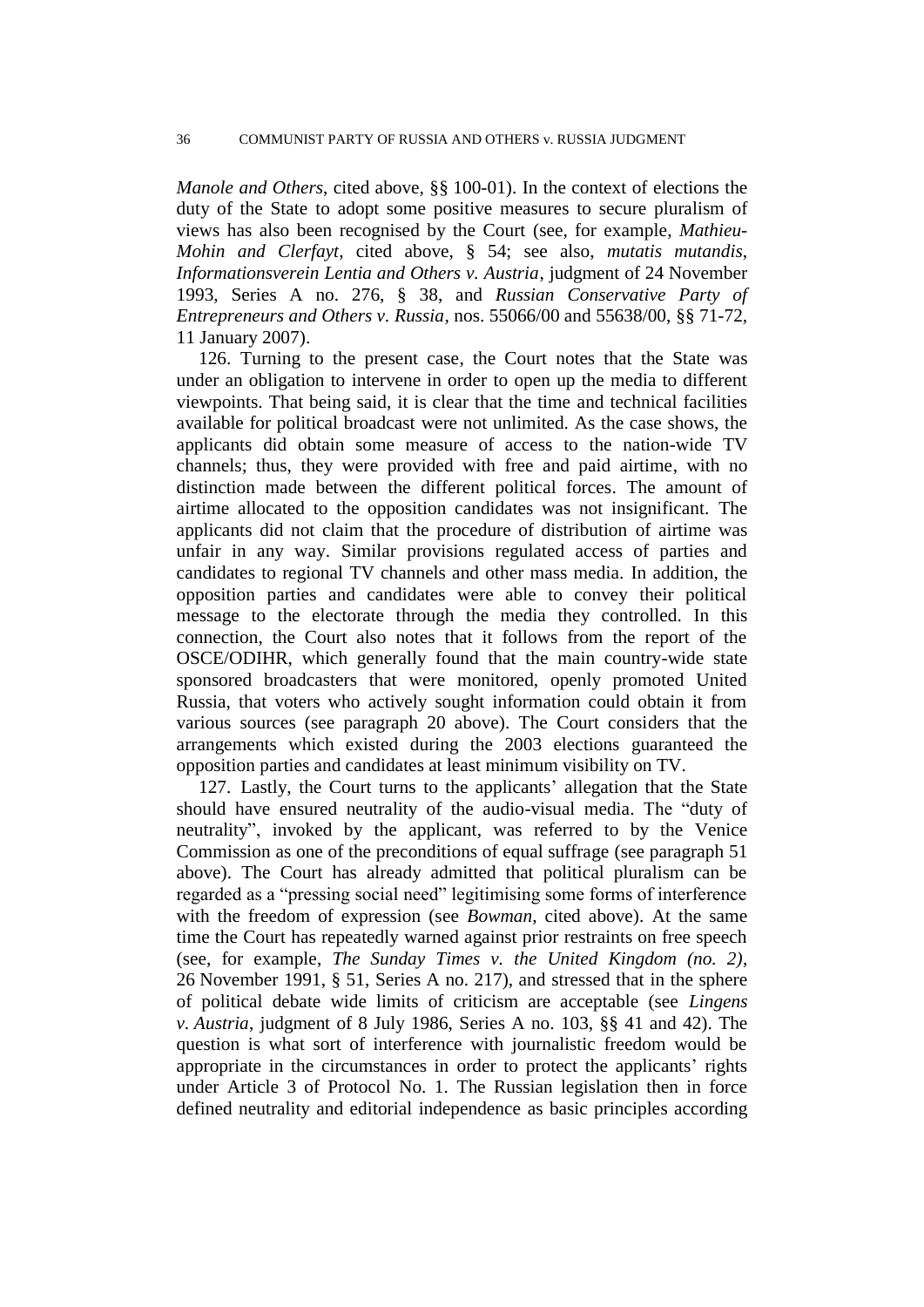*Manole and Others*, cited above, §§ 100-01). In the context of elections the duty of the State to adopt some positive measures to secure pluralism of views has also been recognised by the Court (see, for example, *Mathieu-Mohin and Clerfayt*, cited above, § 54; see also, *mutatis mutandis*, *Informationsverein Lentia and Others v. Austria*, judgment of 24 November 1993, Series A no. 276, § 38, and *Russian Conservative Party of Entrepreneurs and Others v. Russia*, nos. 55066/00 and 55638/00, §§ 71-72, 11 January 2007).

126. Turning to the present case, the Court notes that the State was under an obligation to intervene in order to open up the media to different viewpoints. That being said, it is clear that the time and technical facilities available for political broadcast were not unlimited. As the case shows, the applicants did obtain some measure of access to the nation-wide TV channels; thus, they were provided with free and paid airtime, with no distinction made between the different political forces. The amount of airtime allocated to the opposition candidates was not insignificant. The applicants did not claim that the procedure of distribution of airtime was unfair in any way. Similar provisions regulated access of parties and candidates to regional TV channels and other mass media. In addition, the opposition parties and candidates were able to convey their political message to the electorate through the media they controlled. In this connection, the Court also notes that it follows from the report of the OSCE/ODIHR, which generally found that the main country-wide state sponsored broadcasters that were monitored, openly promoted United Russia, that voters who actively sought information could obtain it from various sources (see paragraph 20 above). The Court considers that the arrangements which existed during the 2003 elections guaranteed the opposition parties and candidates at least minimum visibility on TV.

127. Lastly, the Court turns to the applicants' allegation that the State should have ensured neutrality of the audio-visual media. The "duty of neutrality", invoked by the applicant, was referred to by the Venice Commission as one of the preconditions of equal suffrage (see paragraph 51 above). The Court has already admitted that political pluralism can be regarded as a "pressing social need" legitimising some forms of interference with the freedom of expression (see *Bowman*, cited above). At the same time the Court has repeatedly warned against prior restraints on free speech (see, for example, *The Sunday Times v. the United Kingdom (no. 2)*, 26 November 1991, § 51, Series A no. 217), and stressed that in the sphere of political debate wide limits of criticism are acceptable (see *Lingens v. Austria*, judgment of 8 July 1986, Series A no. 103, §§ 41 and 42). The question is what sort of interference with journalistic freedom would be appropriate in the circumstances in order to protect the applicants' rights under Article 3 of Protocol No. 1. The Russian legislation then in force defined neutrality and editorial independence as basic principles according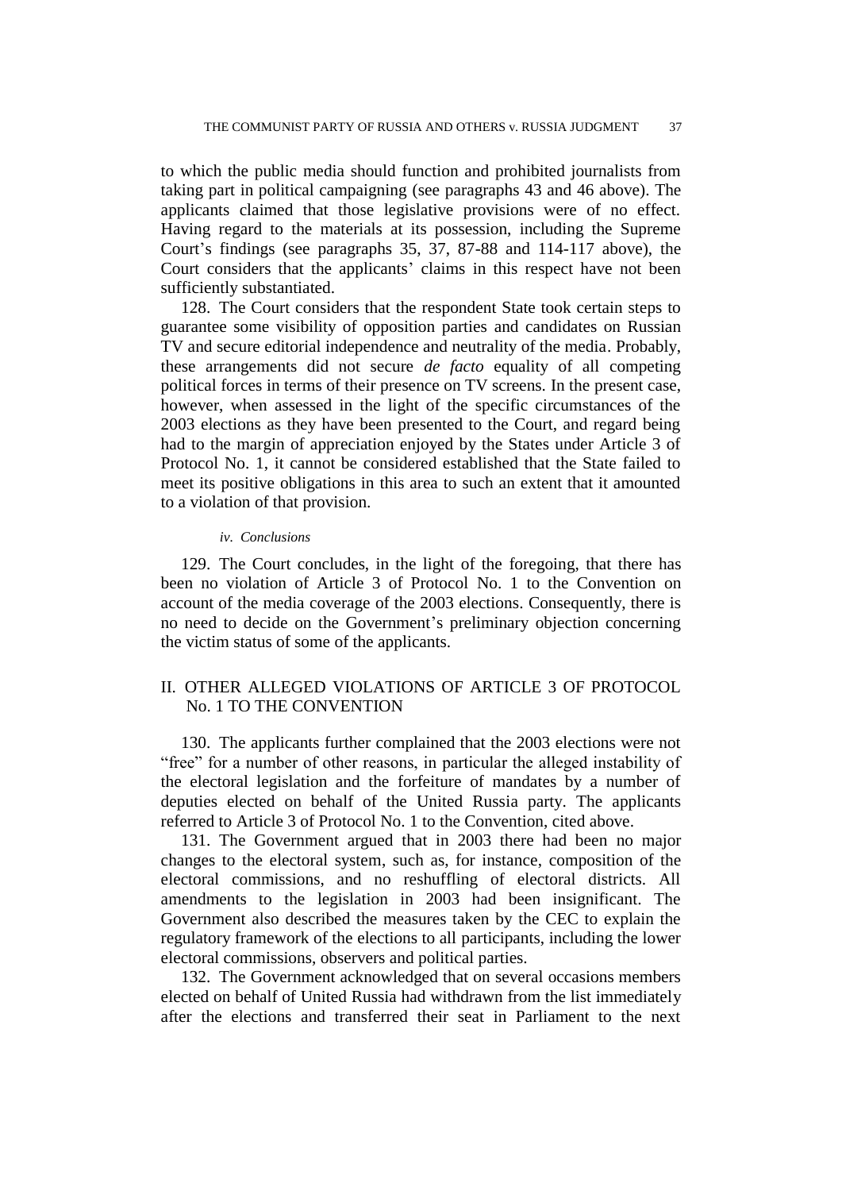to which the public media should function and prohibited journalists from taking part in political campaigning (see paragraphs 43 and 46 above). The applicants claimed that those legislative provisions were of no effect. Having regard to the materials at its possession, including the Supreme Court's findings (see paragraphs 35, 37, 87-88 and 114-117 above), the Court considers that the applicants' claims in this respect have not been sufficiently substantiated.

128. The Court considers that the respondent State took certain steps to guarantee some visibility of opposition parties and candidates on Russian TV and secure editorial independence and neutrality of the media. Probably, these arrangements did not secure *de facto* equality of all competing political forces in terms of their presence on TV screens. In the present case, however, when assessed in the light of the specific circumstances of the 2003 elections as they have been presented to the Court, and regard being had to the margin of appreciation enjoyed by the States under Article 3 of Protocol No. 1, it cannot be considered established that the State failed to meet its positive obligations in this area to such an extent that it amounted to a violation of that provision.

#### *iv. Conclusions*

129. The Court concludes, in the light of the foregoing, that there has been no violation of Article 3 of Protocol No. 1 to the Convention on account of the media coverage of the 2003 elections. Consequently, there is no need to decide on the Government's preliminary objection concerning the victim status of some of the applicants.

## II. OTHER ALLEGED VIOLATIONS OF ARTICLE 3 OF PROTOCOL No. 1 TO THE CONVENTION

130. The applicants further complained that the 2003 elections were not "free" for a number of other reasons, in particular the alleged instability of the electoral legislation and the forfeiture of mandates by a number of deputies elected on behalf of the United Russia party. The applicants referred to Article 3 of Protocol No. 1 to the Convention, cited above.

131. The Government argued that in 2003 there had been no major changes to the electoral system, such as, for instance, composition of the electoral commissions, and no reshuffling of electoral districts. All amendments to the legislation in 2003 had been insignificant. The Government also described the measures taken by the CEC to explain the regulatory framework of the elections to all participants, including the lower electoral commissions, observers and political parties.

132. The Government acknowledged that on several occasions members elected on behalf of United Russia had withdrawn from the list immediately after the elections and transferred their seat in Parliament to the next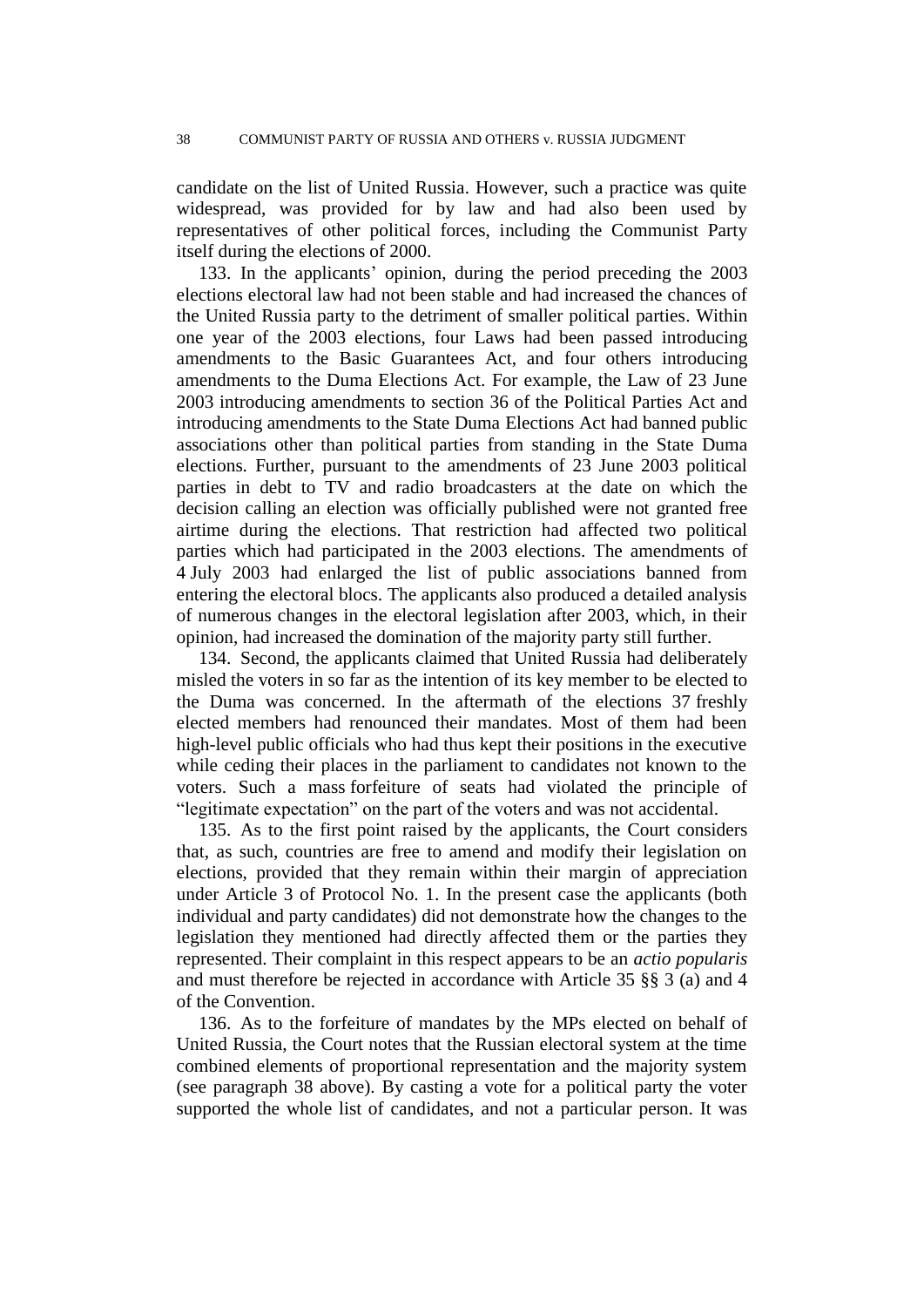candidate on the list of United Russia. However, such a practice was quite widespread, was provided for by law and had also been used by representatives of other political forces, including the Communist Party itself during the elections of 2000.

133. In the applicants' opinion, during the period preceding the 2003 elections electoral law had not been stable and had increased the chances of the United Russia party to the detriment of smaller political parties. Within one year of the 2003 elections, four Laws had been passed introducing amendments to the Basic Guarantees Act, and four others introducing amendments to the Duma Elections Act. For example, the Law of 23 June 2003 introducing amendments to section 36 of the Political Parties Act and introducing amendments to the State Duma Elections Act had banned public associations other than political parties from standing in the State Duma elections. Further, pursuant to the amendments of 23 June 2003 political parties in debt to TV and radio broadcasters at the date on which the decision calling an election was officially published were not granted free airtime during the elections. That restriction had affected two political parties which had participated in the 2003 elections. The amendments of 4 July 2003 had enlarged the list of public associations banned from entering the electoral blocs. The applicants also produced a detailed analysis of numerous changes in the electoral legislation after 2003, which, in their opinion, had increased the domination of the majority party still further.

134. Second, the applicants claimed that United Russia had deliberately misled the voters in so far as the intention of its key member to be elected to the Duma was concerned. In the aftermath of the elections 37 freshly elected members had renounced their mandates. Most of them had been high-level public officials who had thus kept their positions in the executive while ceding their places in the parliament to candidates not known to the voters. Such a mass forfeiture of seats had violated the principle of "legitimate expectation" on the part of the voters and was not accidental.

135. As to the first point raised by the applicants, the Court considers that, as such, countries are free to amend and modify their legislation on elections, provided that they remain within their margin of appreciation under Article 3 of Protocol No. 1. In the present case the applicants (both individual and party candidates) did not demonstrate how the changes to the legislation they mentioned had directly affected them or the parties they represented. Their complaint in this respect appears to be an *actio popularis* and must therefore be rejected in accordance with Article 35 §§ 3 (a) and 4 of the Convention.

136. As to the forfeiture of mandates by the MPs elected on behalf of United Russia, the Court notes that the Russian electoral system at the time combined elements of proportional representation and the majority system (see paragraph 38 above). By casting a vote for a political party the voter supported the whole list of candidates, and not a particular person. It was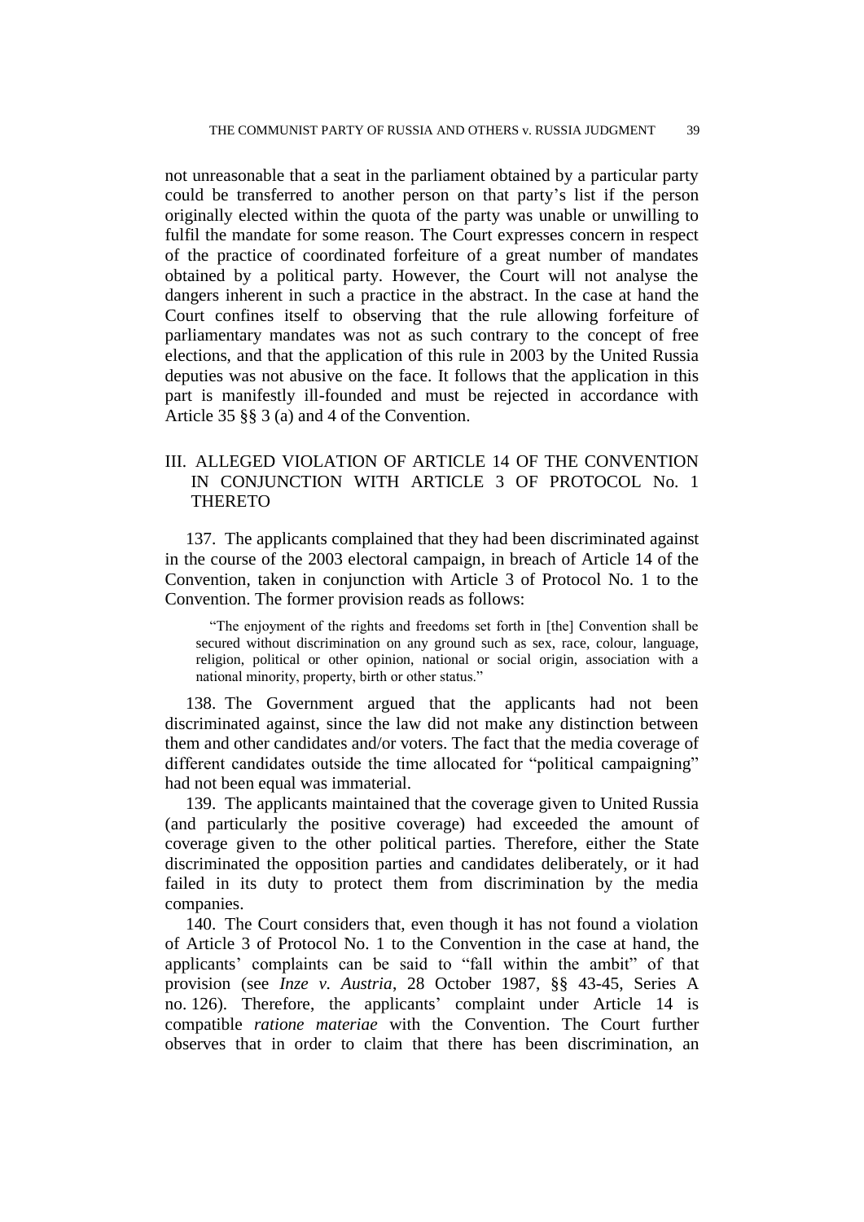not unreasonable that a seat in the parliament obtained by a particular party could be transferred to another person on that party's list if the person originally elected within the quota of the party was unable or unwilling to fulfil the mandate for some reason. The Court expresses concern in respect of the practice of coordinated forfeiture of a great number of mandates obtained by a political party. However, the Court will not analyse the dangers inherent in such a practice in the abstract. In the case at hand the Court confines itself to observing that the rule allowing forfeiture of parliamentary mandates was not as such contrary to the concept of free elections, and that the application of this rule in 2003 by the United Russia deputies was not abusive on the face. It follows that the application in this part is manifestly ill-founded and must be rejected in accordance with Article 35 §§ 3 (a) and 4 of the Convention.

## III. ALLEGED VIOLATION OF ARTICLE 14 OF THE CONVENTION IN CONJUNCTION WITH ARTICLE 3 OF PROTOCOL No. 1 THERETO

137. The applicants complained that they had been discriminated against in the course of the 2003 electoral campaign, in breach of Article 14 of the Convention, taken in conjunction with Article 3 of Protocol No. 1 to the Convention. The former provision reads as follows:

> "The enjoyment of the rights and freedoms set forth in [the] Convention shall be secured without discrimination on any ground such as sex, race, colour, language, religion, political or other opinion, national or social origin, association with a national minority, property, birth or other status."

138. The Government argued that the applicants had not been discriminated against, since the law did not make any distinction between them and other candidates and/or voters. The fact that the media coverage of different candidates outside the time allocated for "political campaigning" had not been equal was immaterial.

139. The applicants maintained that the coverage given to United Russia (and particularly the positive coverage) had exceeded the amount of coverage given to the other political parties. Therefore, either the State discriminated the opposition parties and candidates deliberately, or it had failed in its duty to protect them from discrimination by the media companies.

140. The Court considers that, even though it has not found a violation of Article 3 of Protocol No. 1 to the Convention in the case at hand, the applicants' complaints can be said to "fall within the ambit" of that provision (see *Inze v. Austria*, 28 October 1987, §§ 43-45, Series A no. 126). Therefore, the applicants' complaint under Article 14 is compatible *ratione materiae* with the Convention. The Court further observes that in order to claim that there has been discrimination, an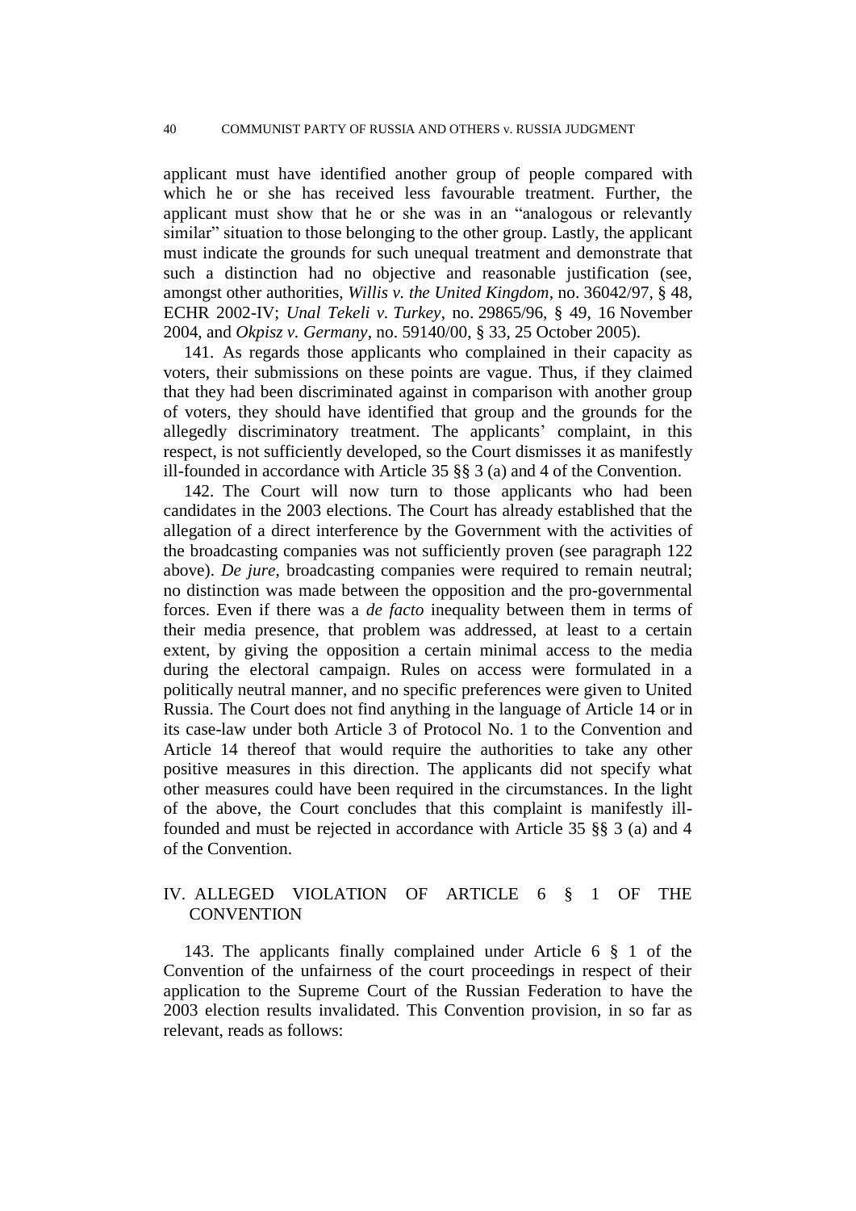applicant must have identified another group of people compared with which he or she has received less favourable treatment. Further, the applicant must show that he or she was in an "analogous or relevantly similar" situation to those belonging to the other group. Lastly, the applicant must indicate the grounds for such unequal treatment and demonstrate that such a distinction had no objective and reasonable justification (see, amongst other authorities, *Willis v. the United Kingdom*, no. 36042/97, § 48, ECHR 2002-IV; *Unal Tekeli v. Turkey*, no. 29865/96, § 49, 16 November 2004, and *Okpisz v. Germany*, no. 59140/00, § 33, 25 October 2005).

141. As regards those applicants who complained in their capacity as voters, their submissions on these points are vague. Thus, if they claimed that they had been discriminated against in comparison with another group of voters, they should have identified that group and the grounds for the allegedly discriminatory treatment. The applicants' complaint, in this respect, is not sufficiently developed, so the Court dismisses it as manifestly ill-founded in accordance with Article 35 §§ 3 (a) and 4 of the Convention.

142. The Court will now turn to those applicants who had been candidates in the 2003 elections. The Court has already established that the allegation of a direct interference by the Government with the activities of the broadcasting companies was not sufficiently proven (see paragraph 122 above). *De jure*, broadcasting companies were required to remain neutral; no distinction was made between the opposition and the pro-governmental forces. Even if there was a *de facto* inequality between them in terms of their media presence, that problem was addressed, at least to a certain extent, by giving the opposition a certain minimal access to the media during the electoral campaign. Rules on access were formulated in a politically neutral manner, and no specific preferences were given to United Russia. The Court does not find anything in the language of Article 14 or in its case-law under both Article 3 of Protocol No. 1 to the Convention and Article 14 thereof that would require the authorities to take any other positive measures in this direction. The applicants did not specify what other measures could have been required in the circumstances. In the light of the above, the Court concludes that this complaint is manifestly ill-founded and must be rejected in accordance with Article 35 §§ 3 (a) and 4 of the Convention.

## IV. ALLEGED VIOLATION OF ARTICLE 6 § 1 OF THE CONVENTION

143. The applicants finally complained under Article 6 § 1 of the Convention of the unfairness of the court proceedings in respect of their application to the Supreme Court of the Russian Federation to have the 2003 election results invalidated. This Convention provision, in so far as relevant, reads as follows: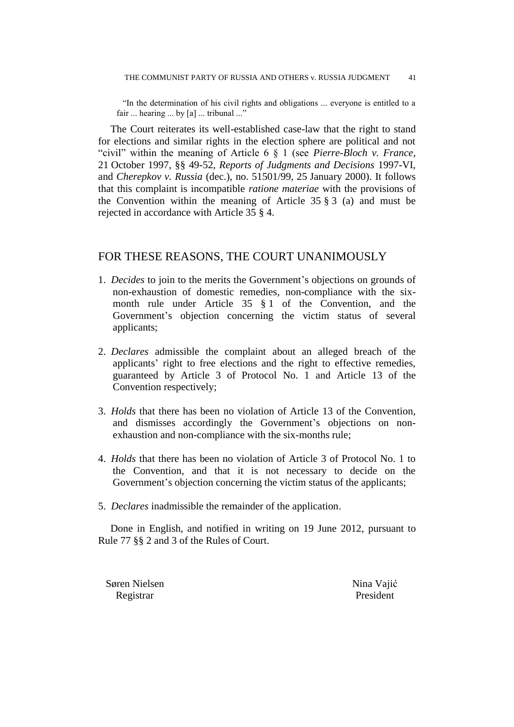"In the determination of his civil rights and obligations ... everyone is entitled to a fair ... hearing ... by [a] ... tribunal ..."

The Court reiterates its well-established case-law that the right to stand for elections and similar rights in the election sphere are political and not "civil" within the meaning of Article 6 § 1 (see *Pierre-Bloch v. France*, 21 October 1997, §§ 49-52, *Reports of Judgments and Decisions* 1997-VI, and *Cherepkov v. Russia* (dec.), no. 51501/99, 25 January 2000). It follows that this complaint is incompatible *ratione materiae* with the provisions of the Convention within the meaning of Article 35 § 3 (a) and must be rejected in accordance with Article 35 § 4.

## FOR THESE REASONS, THE COURT UNANIMOUSLY

1. *Decides* to join to the merits the Government's objections on grounds of non-exhaustion of domestic remedies, non-compliance with the six-month rule under Article 35 § 1 of the Convention, and the Government's objection concerning the victim status of several applicants;

2. *Declares* admissible the complaint about an alleged breach of the applicants' right to free elections and the right to effective remedies, guaranteed by Article 3 of Protocol No. 1 and Article 13 of the Convention respectively;

3. *Holds* that there has been no violation of Article 13 of the Convention, and dismisses accordingly the Government's objections on non-exhaustion and non-compliance with the six-months rule;

4. *Holds* that there has been no violation of Article 3 of Protocol No. 1 to the Convention, and that it is not necessary to decide on the Government's objection concerning the victim status of the applicants;

5. *Declares* inadmissible the remainder of the application.

Done in English, and notified in writing on 19 June 2012, pursuant to Rule 77 §§ 2 and 3 of the Rules of Court.

Søren Nielsen
Registrar

Nina Vajić
President